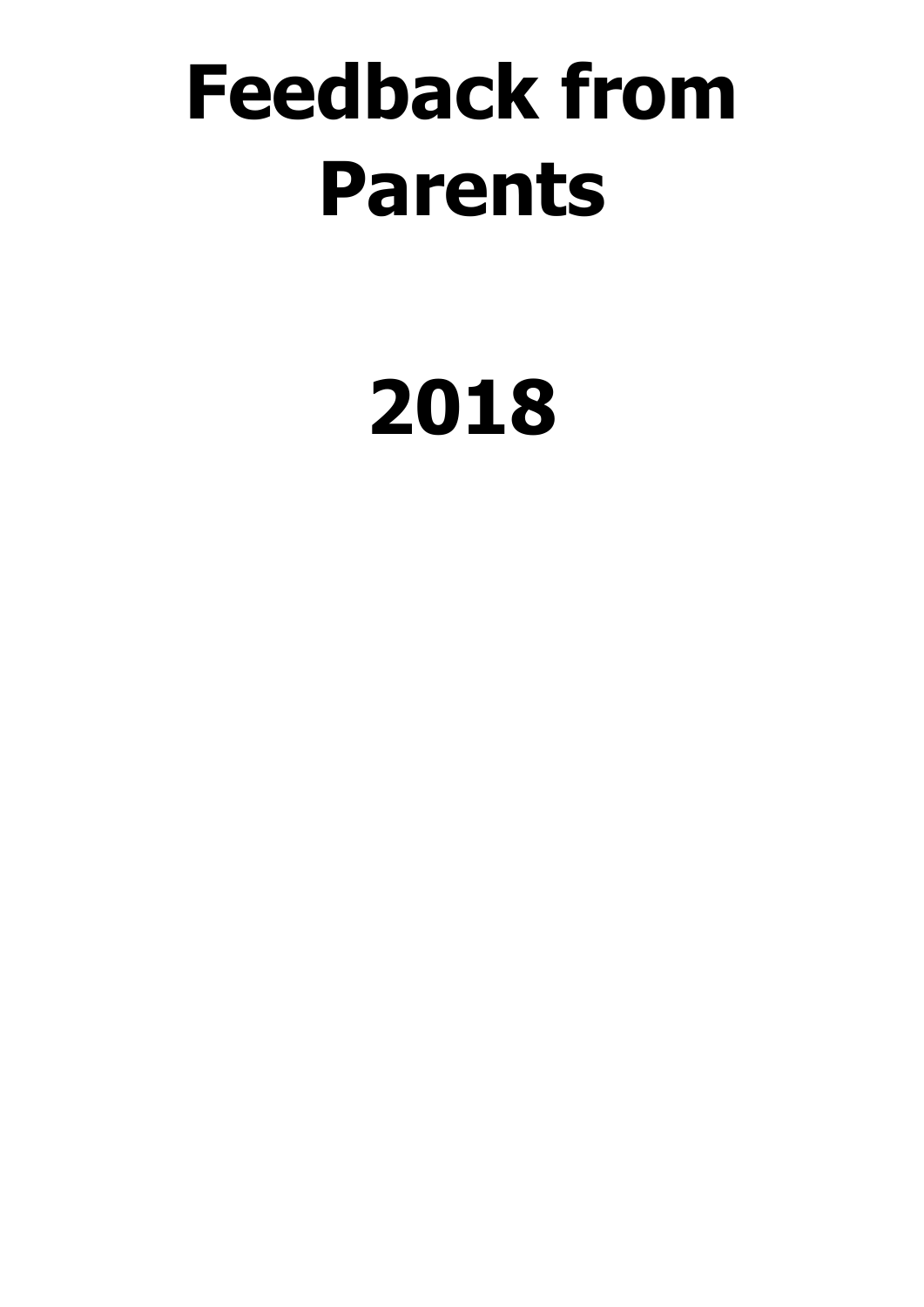# Feedback from Parents

# 2018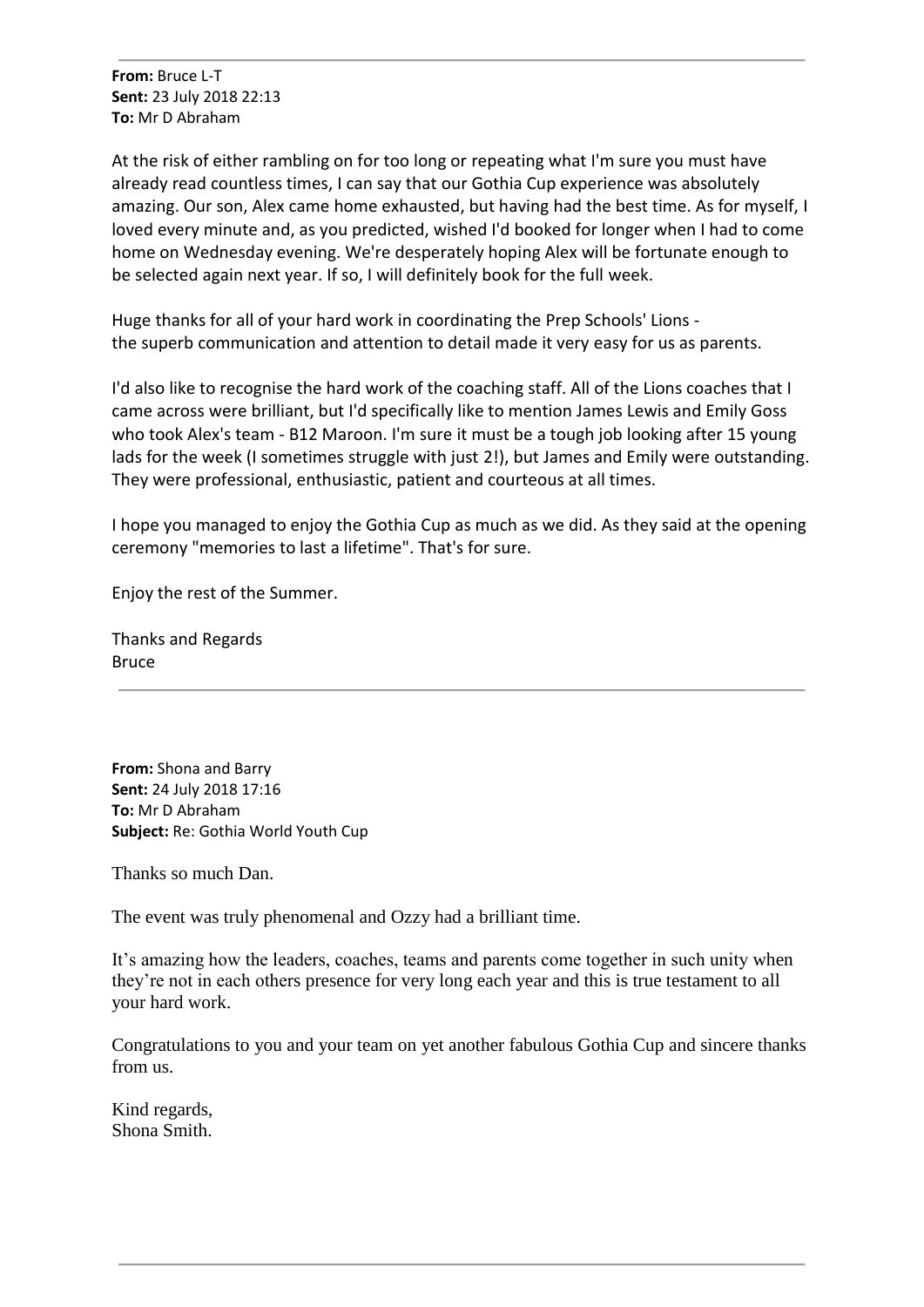---

**From:** Bruce L-T
**Sent:** 23 July 2018 22:13
**To:** Mr D Abraham

At the risk of either rambling on for too long or repeating what I'm sure you must have already read countless times, I can say that our Gothia Cup experience was absolutely amazing. Our son, Alex came home exhausted, but having had the best time. As for myself, I loved every minute and, as you predicted, wished I'd booked for longer when I had to come home on Wednesday evening. We're desperately hoping Alex will be fortunate enough to be selected again next year. If so, I will definitely book for the full week.

Huge thanks for all of your hard work in coordinating the Prep Schools' Lions - the superb communication and attention to detail made it very easy for us as parents.

I'd also like to recognise the hard work of the coaching staff. All of the Lions coaches that I came across were brilliant, but I'd specifically like to mention James Lewis and Emily Goss who took Alex's team - B12 Maroon. I'm sure it must be a tough job looking after 15 young lads for the week (I sometimes struggle with just 2!), but James and Emily were outstanding. They were professional, enthusiastic, patient and courteous at all times.

I hope you managed to enjoy the Gothia Cup as much as we did. As they said at the opening ceremony "memories to last a lifetime". That's for sure.

Enjoy the rest of the Summer.

Thanks and Regards
Bruce

---

**From:** Shona and Barry
**Sent:** 24 July 2018 17:16
**To:** Mr D Abraham
**Subject:** Re: Gothia World Youth Cup

Thanks so much Dan.

The event was truly phenomenal and Ozzy had a brilliant time.

It's amazing how the leaders, coaches, teams and parents come together in such unity when they're not in each others presence for very long each year and this is true testament to all your hard work.

Congratulations to you and your team on yet another fabulous Gothia Cup and sincere thanks from us.

Kind regards,
Shona Smith.

---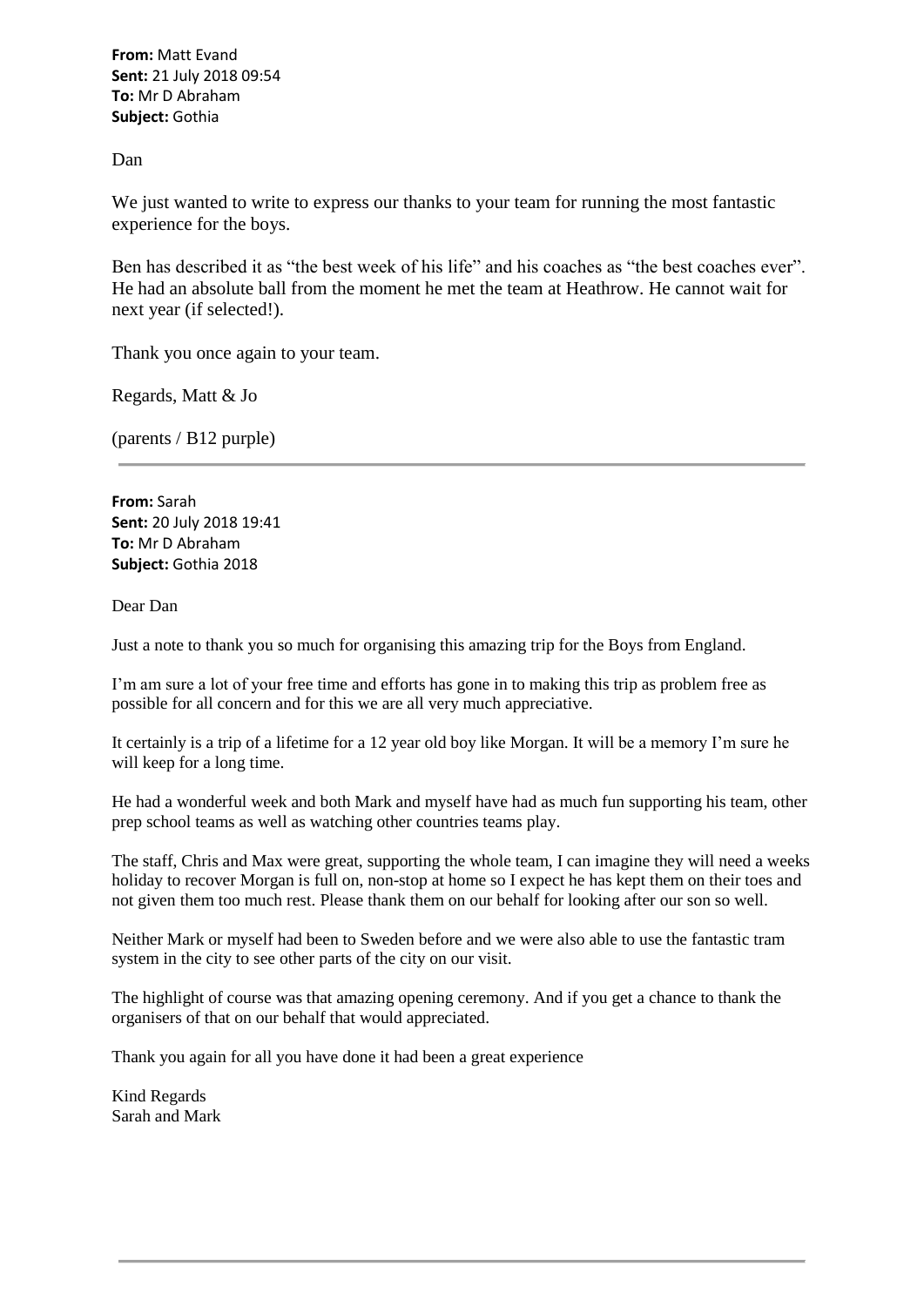**From:** Matt Evand
**Sent:** 21 July 2018 09:54
**To:** Mr D Abraham
**Subject:** Gothia

Dan

We just wanted to write to express our thanks to your team for running the most fantastic experience for the boys.

Ben has described it as "the best week of his life" and his coaches as "the best coaches ever". He had an absolute ball from the moment he met the team at Heathrow. He cannot wait for next year (if selected!).

Thank you once again to your team.

Regards, Matt & Jo

(parents / B12 purple)

---

**From:** Sarah
**Sent:** 20 July 2018 19:41
**To:** Mr D Abraham
**Subject:** Gothia 2018

Dear Dan

Just a note to thank you so much for organising this amazing trip for the Boys from England.

I'm am sure a lot of your free time and efforts has gone in to making this trip as problem free as possible for all concern and for this we are all very much appreciative.

It certainly is a trip of a lifetime for a 12 year old boy like Morgan. It will be a memory I'm sure he will keep for a long time.

He had a wonderful week and both Mark and myself have had as much fun supporting his team, other prep school teams as well as watching other countries teams play.

The staff, Chris and Max were great, supporting the whole team, I can imagine they will need a weeks holiday to recover Morgan is full on, non-stop at home so I expect he has kept them on their toes and not given them too much rest. Please thank them on our behalf for looking after our son so well.

Neither Mark or myself had been to Sweden before and we were also able to use the fantastic tram system in the city to see other parts of the city on our visit.

The highlight of course was that amazing opening ceremony. And if you get a chance to thank the organisers of that on our behalf that would appreciated.

Thank you again for all you have done it had been a great experience

Kind Regards
Sarah and Mark

---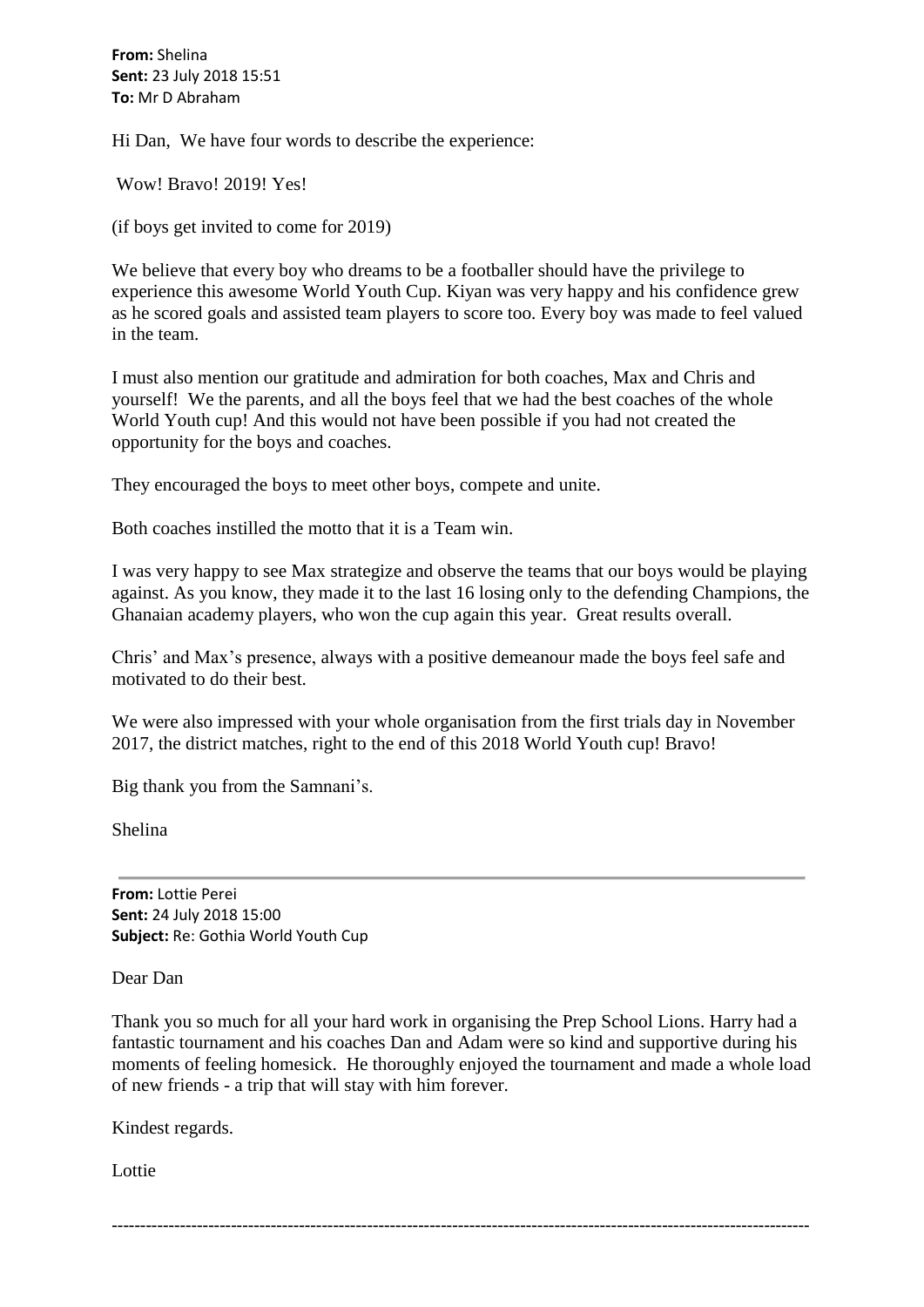**From:** Shelina
**Sent:** 23 July 2018 15:51
**To:** Mr D Abraham

Hi Dan, We have four words to describe the experience:

Wow! Bravo! 2019! Yes!

(if boys get invited to come for 2019)

We believe that every boy who dreams to be a footballer should have the privilege to experience this awesome World Youth Cup. Kiyan was very happy and his confidence grew as he scored goals and assisted team players to score too. Every boy was made to feel valued in the team.

I must also mention our gratitude and admiration for both coaches, Max and Chris and yourself! We the parents, and all the boys feel that we had the best coaches of the whole World Youth cup! And this would not have been possible if you had not created the opportunity for the boys and coaches.

They encouraged the boys to meet other boys, compete and unite.

Both coaches instilled the motto that it is a Team win.

I was very happy to see Max strategize and observe the teams that our boys would be playing against. As you know, they made it to the last 16 losing only to the defending Champions, the Ghanaian academy players, who won the cup again this year. Great results overall.

Chris' and Max's presence, always with a positive demeanour made the boys feel safe and motivated to do their best.

We were also impressed with your whole organisation from the first trials day in November 2017, the district matches, right to the end of this 2018 World Youth cup! Bravo!

Big thank you from the Samnani's.

Shelina

---

**From:** Lottie Perei
**Sent:** 24 July 2018 15:00
**Subject:** Re: Gothia World Youth Cup

Dear Dan

Thank you so much for all your hard work in organising the Prep School Lions. Harry had a fantastic tournament and his coaches Dan and Adam were so kind and supportive during his moments of feeling homesick. He thoroughly enjoyed the tournament and made a whole load of new friends - a trip that will stay with him forever.

Kindest regards.

Lottie

---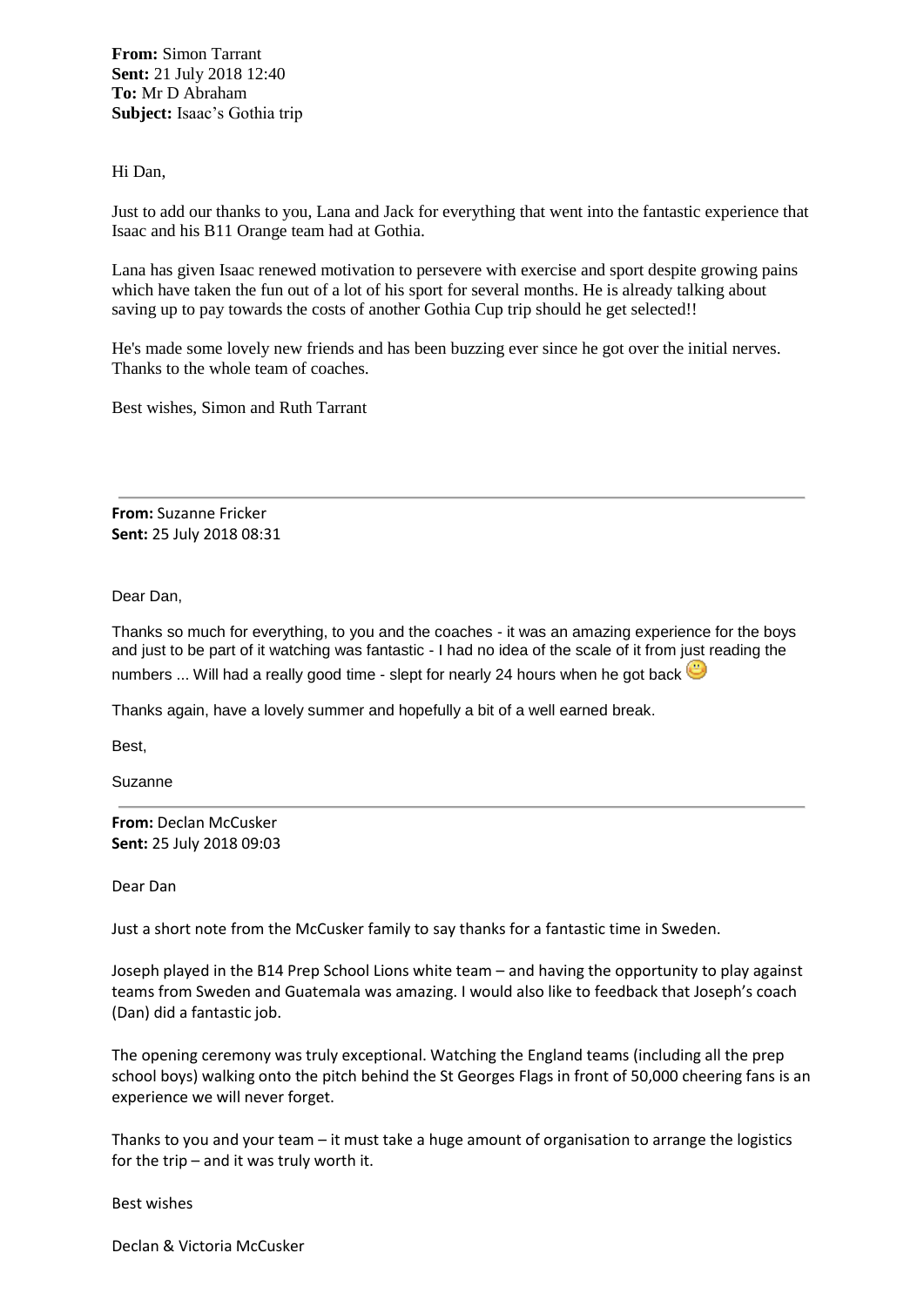**From:** Simon Tarrant
**Sent:** 21 July 2018 12:40
**To:** Mr D Abraham
**Subject:** Isaac's Gothia trip

Hi Dan,

Just to add our thanks to you, Lana and Jack for everything that went into the fantastic experience that Isaac and his B11 Orange team had at Gothia.

Lana has given Isaac renewed motivation to persevere with exercise and sport despite growing pains which have taken the fun out of a lot of his sport for several months. He is already talking about saving up to pay towards the costs of another Gothia Cup trip should he get selected!!

He's made some lovely new friends and has been buzzing ever since he got over the initial nerves. Thanks to the whole team of coaches.

Best wishes, Simon and Ruth Tarrant

---

**From:** Suzanne Fricker
**Sent:** 25 July 2018 08:31

Dear Dan,

Thanks so much for everything, to you and the coaches - it was an amazing experience for the boys and just to be part of it watching was fantastic - I had no idea of the scale of it from just reading the numbers ... Will had a really good time - slept for nearly 24 hours when he got back 🙂

Thanks again, have a lovely summer and hopefully a bit of a well earned break.

Best,

Suzanne

---

**From:** Declan McCusker
**Sent:** 25 July 2018 09:03

Dear Dan

Just a short note from the McCusker family to say thanks for a fantastic time in Sweden.

Joseph played in the B14 Prep School Lions white team – and having the opportunity to play against teams from Sweden and Guatemala was amazing. I would also like to feedback that Joseph's coach (Dan) did a fantastic job.

The opening ceremony was truly exceptional. Watching the England teams (including all the prep school boys) walking onto the pitch behind the St Georges Flags in front of 50,000 cheering fans is an experience we will never forget.

Thanks to you and your team – it must take a huge amount of organisation to arrange the logistics for the trip – and it was truly worth it.

Best wishes

Declan & Victoria McCusker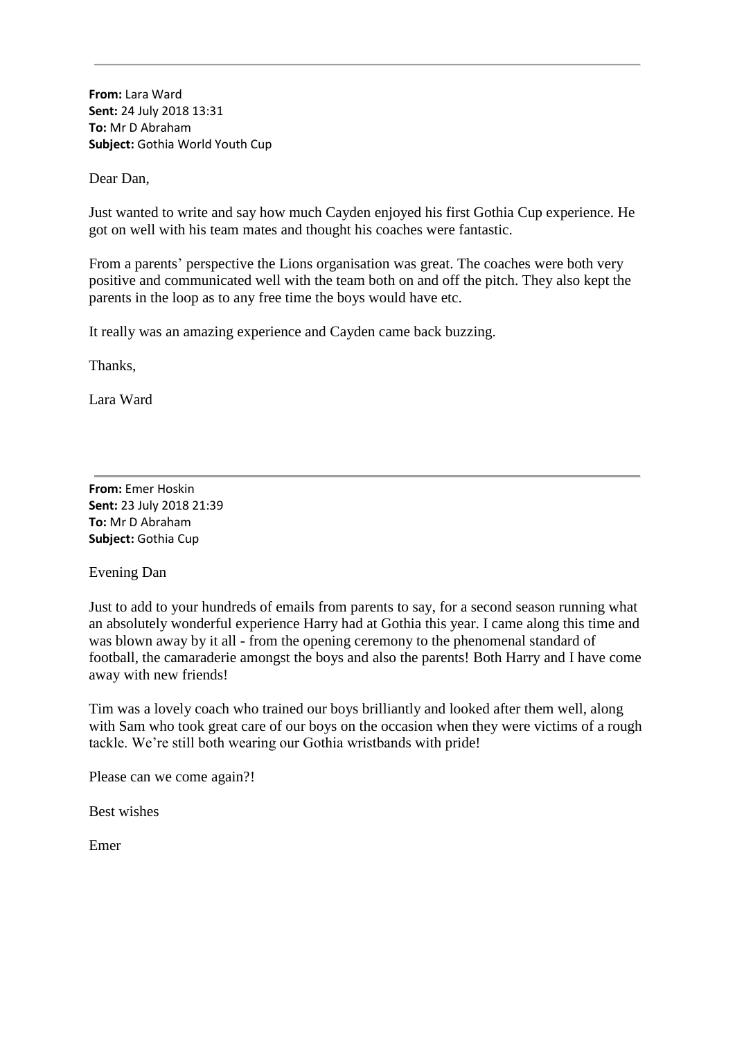---

**From:** Lara Ward
**Sent:** 24 July 2018 13:31
**To:** Mr D Abraham
**Subject:** Gothia World Youth Cup

Dear Dan,

Just wanted to write and say how much Cayden enjoyed his first Gothia Cup experience. He got on well with his team mates and thought his coaches were fantastic.

From a parents' perspective the Lions organisation was great. The coaches were both very positive and communicated well with the team both on and off the pitch. They also kept the parents in the loop as to any free time the boys would have etc.

It really was an amazing experience and Cayden came back buzzing.

Thanks,

Lara Ward

---

**From:** Emer Hoskin
**Sent:** 23 July 2018 21:39
**To:** Mr D Abraham
**Subject:** Gothia Cup

Evening Dan

Just to add to your hundreds of emails from parents to say, for a second season running what an absolutely wonderful experience Harry had at Gothia this year. I came along this time and was blown away by it all - from the opening ceremony to the phenomenal standard of football, the camaraderie amongst the boys and also the parents! Both Harry and I have come away with new friends!

Tim was a lovely coach who trained our boys brilliantly and looked after them well, along with Sam who took great care of our boys on the occasion when they were victims of a rough tackle. We're still both wearing our Gothia wristbands with pride!

Please can we come again?!

Best wishes

Emer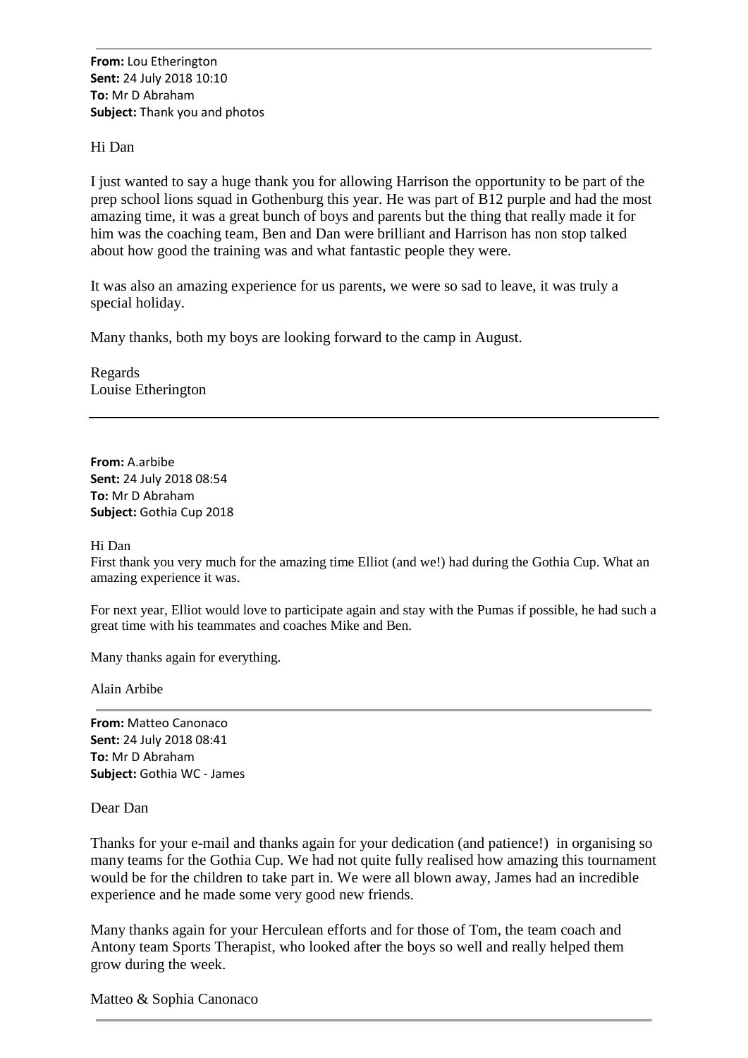**From:** Lou Etherington
**Sent:** 24 July 2018 10:10
**To:** Mr D Abraham
**Subject:** Thank you and photos

Hi Dan

I just wanted to say a huge thank you for allowing Harrison the opportunity to be part of the prep school lions squad in Gothenburg this year. He was part of B12 purple and had the most amazing time, it was a great bunch of boys and parents but the thing that really made it for him was the coaching team, Ben and Dan were brilliant and Harrison has non stop talked about how good the training was and what fantastic people they were.

It was also an amazing experience for us parents, we were so sad to leave, it was truly a special holiday.

Many thanks, both my boys are looking forward to the camp in August.

Regards
Louise Etherington

---

**From:** A.arbibe
**Sent:** 24 July 2018 08:54
**To:** Mr D Abraham
**Subject:** Gothia Cup 2018

Hi Dan
First thank you very much for the amazing time Elliot (and we!) had during the Gothia Cup. What an amazing experience it was.

For next year, Elliot would love to participate again and stay with the Pumas if possible, he had such a great time with his teammates and coaches Mike and Ben.

Many thanks again for everything.

Alain Arbibe

---

**From:** Matteo Canonaco
**Sent:** 24 July 2018 08:41
**To:** Mr D Abraham
**Subject:** Gothia WC - James

Dear Dan

Thanks for your e-mail and thanks again for your dedication (and patience!) in organising so many teams for the Gothia Cup. We had not quite fully realised how amazing this tournament would be for the children to take part in. We were all blown away, James had an incredible experience and he made some very good new friends.

Many thanks again for your Herculean efforts and for those of Tom, the team coach and Antony team Sports Therapist, who looked after the boys so well and really helped them grow during the week.

Matteo & Sophia Canonaco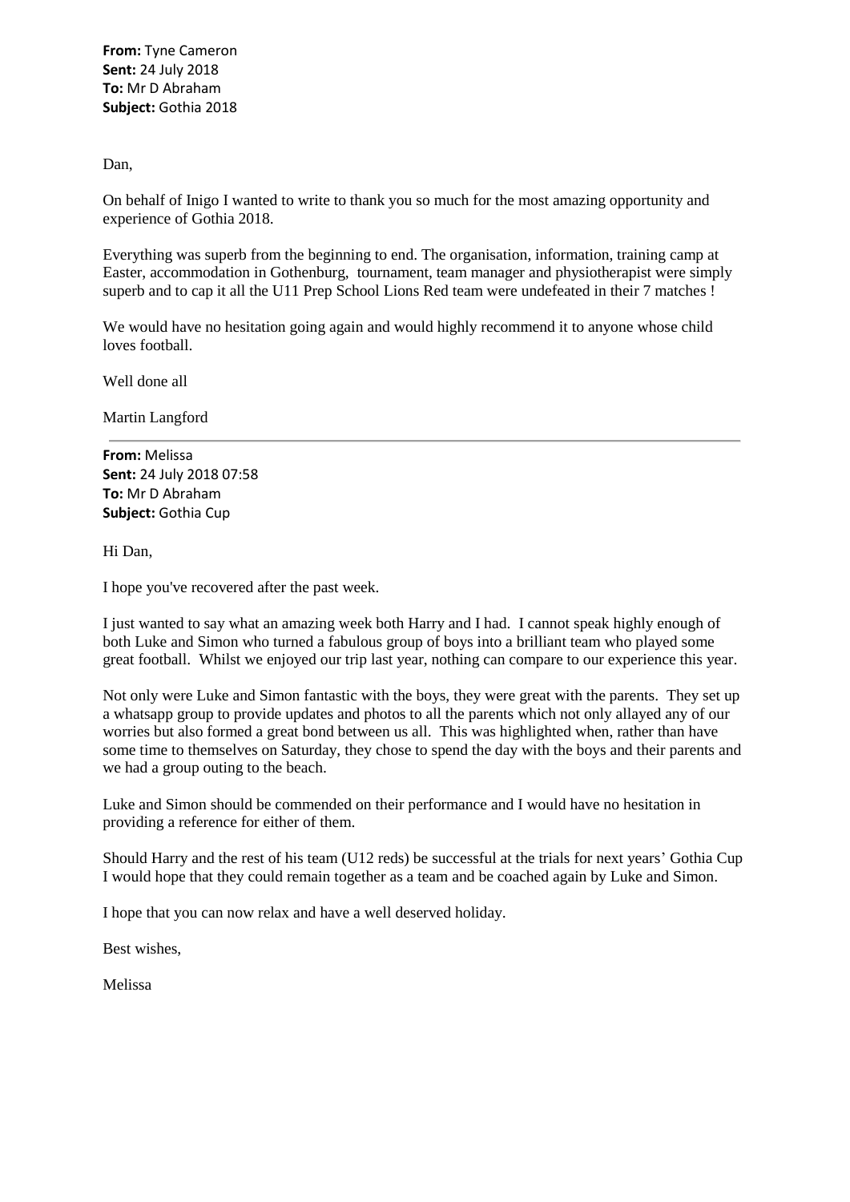**From:** Tyne Cameron
**Sent:** 24 July 2018
**To:** Mr D Abraham
**Subject:** Gothia 2018

Dan,

On behalf of Inigo I wanted to write to thank you so much for the most amazing opportunity and experience of Gothia 2018.

Everything was superb from the beginning to end. The organisation, information, training camp at Easter, accommodation in Gothenburg, tournament, team manager and physiotherapist were simply superb and to cap it all the U11 Prep School Lions Red team were undefeated in their 7 matches !

We would have no hesitation going again and would highly recommend it to anyone whose child loves football.

Well done all

Martin Langford

---

**From:** Melissa
**Sent:** 24 July 2018 07:58
**To:** Mr D Abraham
**Subject:** Gothia Cup

Hi Dan,

I hope you've recovered after the past week.

I just wanted to say what an amazing week both Harry and I had. I cannot speak highly enough of both Luke and Simon who turned a fabulous group of boys into a brilliant team who played some great football. Whilst we enjoyed our trip last year, nothing can compare to our experience this year.

Not only were Luke and Simon fantastic with the boys, they were great with the parents. They set up a whatsapp group to provide updates and photos to all the parents which not only allayed any of our worries but also formed a great bond between us all. This was highlighted when, rather than have some time to themselves on Saturday, they chose to spend the day with the boys and their parents and we had a group outing to the beach.

Luke and Simon should be commended on their performance and I would have no hesitation in providing a reference for either of them.

Should Harry and the rest of his team (U12 reds) be successful at the trials for next years' Gothia Cup I would hope that they could remain together as a team and be coached again by Luke and Simon.

I hope that you can now relax and have a well deserved holiday.

Best wishes,

Melissa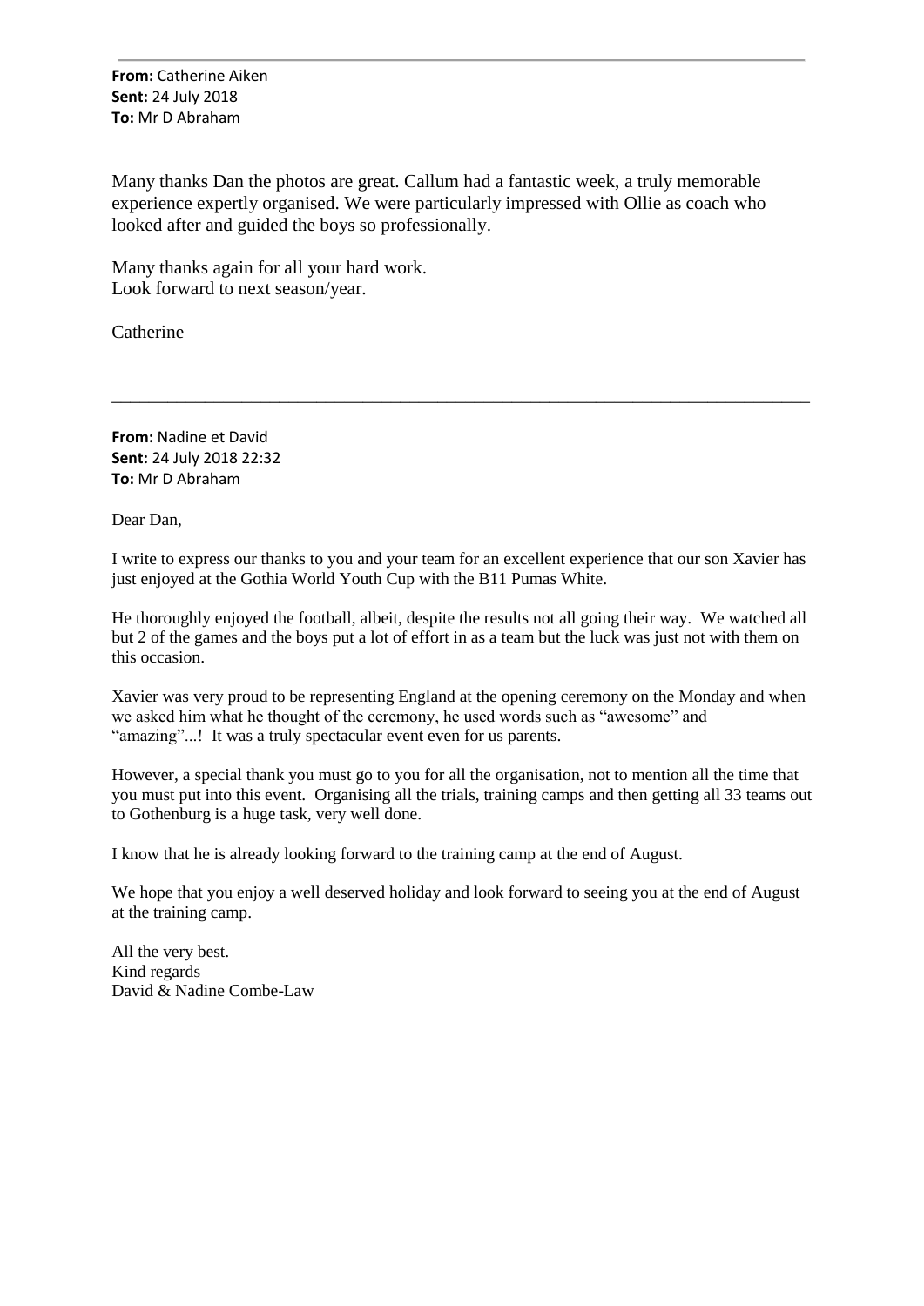**From:** Catherine Aiken
**Sent:** 24 July 2018
**To:** Mr D Abraham

Many thanks Dan the photos are great. Callum had a fantastic week, a truly memorable experience expertly organised. We were particularly impressed with Ollie as coach who looked after and guided the boys so professionally.

Many thanks again for all your hard work.
Look forward to next season/year.

Catherine

---

**From:** Nadine et David
**Sent:** 24 July 2018 22:32
**To:** Mr D Abraham

Dear Dan,

I write to express our thanks to you and your team for an excellent experience that our son Xavier has just enjoyed at the Gothia World Youth Cup with the B11 Pumas White.

He thoroughly enjoyed the football, albeit, despite the results not all going their way. We watched all but 2 of the games and the boys put a lot of effort in as a team but the luck was just not with them on this occasion.

Xavier was very proud to be representing England at the opening ceremony on the Monday and when we asked him what he thought of the ceremony, he used words such as "awesome" and "amazing"...! It was a truly spectacular event even for us parents.

However, a special thank you must go to you for all the organisation, not to mention all the time that you must put into this event. Organising all the trials, training camps and then getting all 33 teams out to Gothenburg is a huge task, very well done.

I know that he is already looking forward to the training camp at the end of August.

We hope that you enjoy a well deserved holiday and look forward to seeing you at the end of August at the training camp.

All the very best.
Kind regards
David & Nadine Combe-Law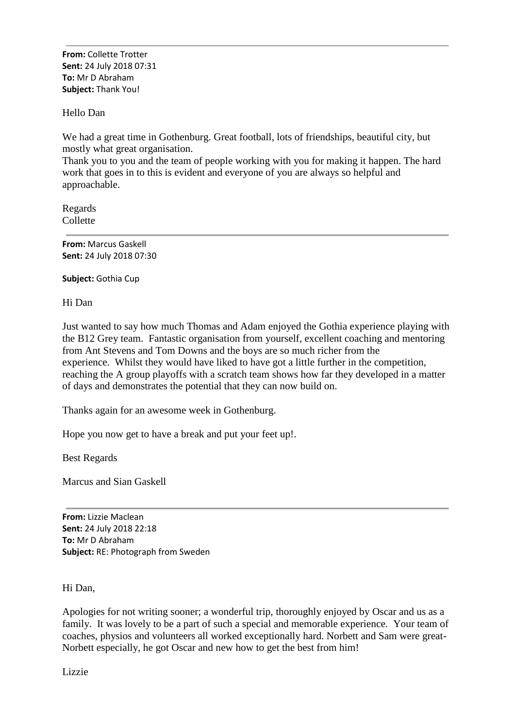---

**From:** Collette Trotter
**Sent:** 24 July 2018 07:31
**To:** Mr D Abraham
**Subject:** Thank You!

Hello Dan

We had a great time in Gothenburg. Great football, lots of friendships, beautiful city, but mostly what great organisation.
Thank you to you and the team of people working with you for making it happen. The hard work that goes in to this is evident and everyone of you are always so helpful and approachable.

Regards
Collette

---

**From:** Marcus Gaskell
**Sent:** 24 July 2018 07:30

**Subject:** Gothia Cup

Hi Dan

Just wanted to say how much Thomas and Adam enjoyed the Gothia experience playing with the B12 Grey team. Fantastic organisation from yourself, excellent coaching and mentoring from Ant Stevens and Tom Downs and the boys are so much richer from the experience. Whilst they would have liked to have got a little further in the competition, reaching the A group playoffs with a scratch team shows how far they developed in a matter of days and demonstrates the potential that they can now build on.

Thanks again for an awesome week in Gothenburg.

Hope you now get to have a break and put your feet up!.

Best Regards

Marcus and Sian Gaskell

---

**From:** Lizzie Maclean
**Sent:** 24 July 2018 22:18
**To:** Mr D Abraham
**Subject:** RE: Photograph from Sweden

Hi Dan,

Apologies for not writing sooner; a wonderful trip, thoroughly enjoyed by Oscar and us as a family. It was lovely to be a part of such a special and memorable experience. Your team of coaches, physios and volunteers all worked exceptionally hard. Norbett and Sam were great-Norbett especially, he got Oscar and new how to get the best from him!

Lizzie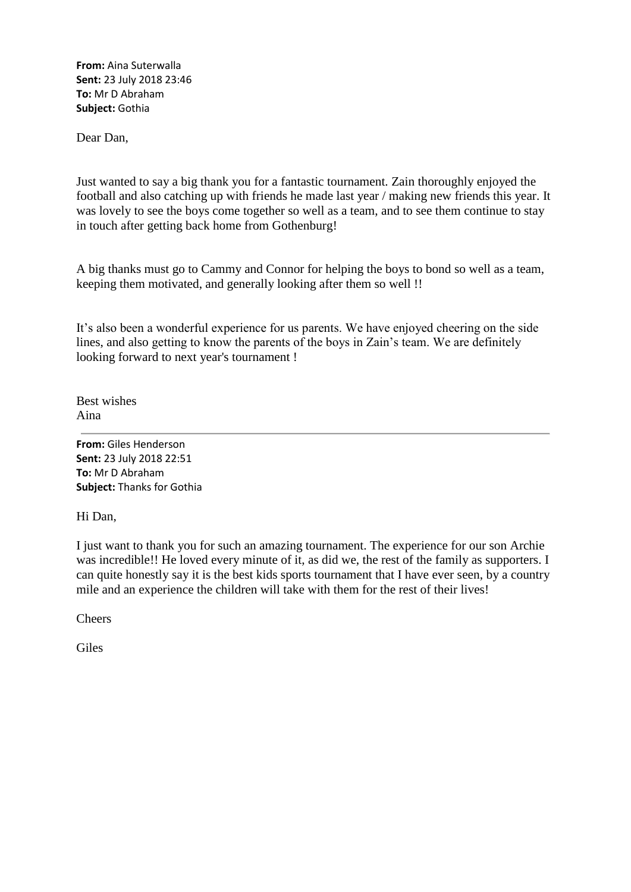**From:** Aina Suterwalla
**Sent:** 23 July 2018 23:46
**To:** Mr D Abraham
**Subject:** Gothia

Dear Dan,

Just wanted to say a big thank you for a fantastic tournament. Zain thoroughly enjoyed the football and also catching up with friends he made last year / making new friends this year. It was lovely to see the boys come together so well as a team, and to see them continue to stay in touch after getting back home from Gothenburg!

A big thanks must go to Cammy and Connor for helping the boys to bond so well as a team, keeping them motivated, and generally looking after them so well !!

It's also been a wonderful experience for us parents. We have enjoyed cheering on the side lines, and also getting to know the parents of the boys in Zain's team. We are definitely looking forward to next year's tournament !

Best wishes
Aina

---

**From:** Giles Henderson
**Sent:** 23 July 2018 22:51
**To:** Mr D Abraham
**Subject:** Thanks for Gothia

Hi Dan,

I just want to thank you for such an amazing tournament. The experience for our son Archie was incredible!! He loved every minute of it, as did we, the rest of the family as supporters. I can quite honestly say it is the best kids sports tournament that I have ever seen, by a country mile and an experience the children will take with them for the rest of their lives!

Cheers

Giles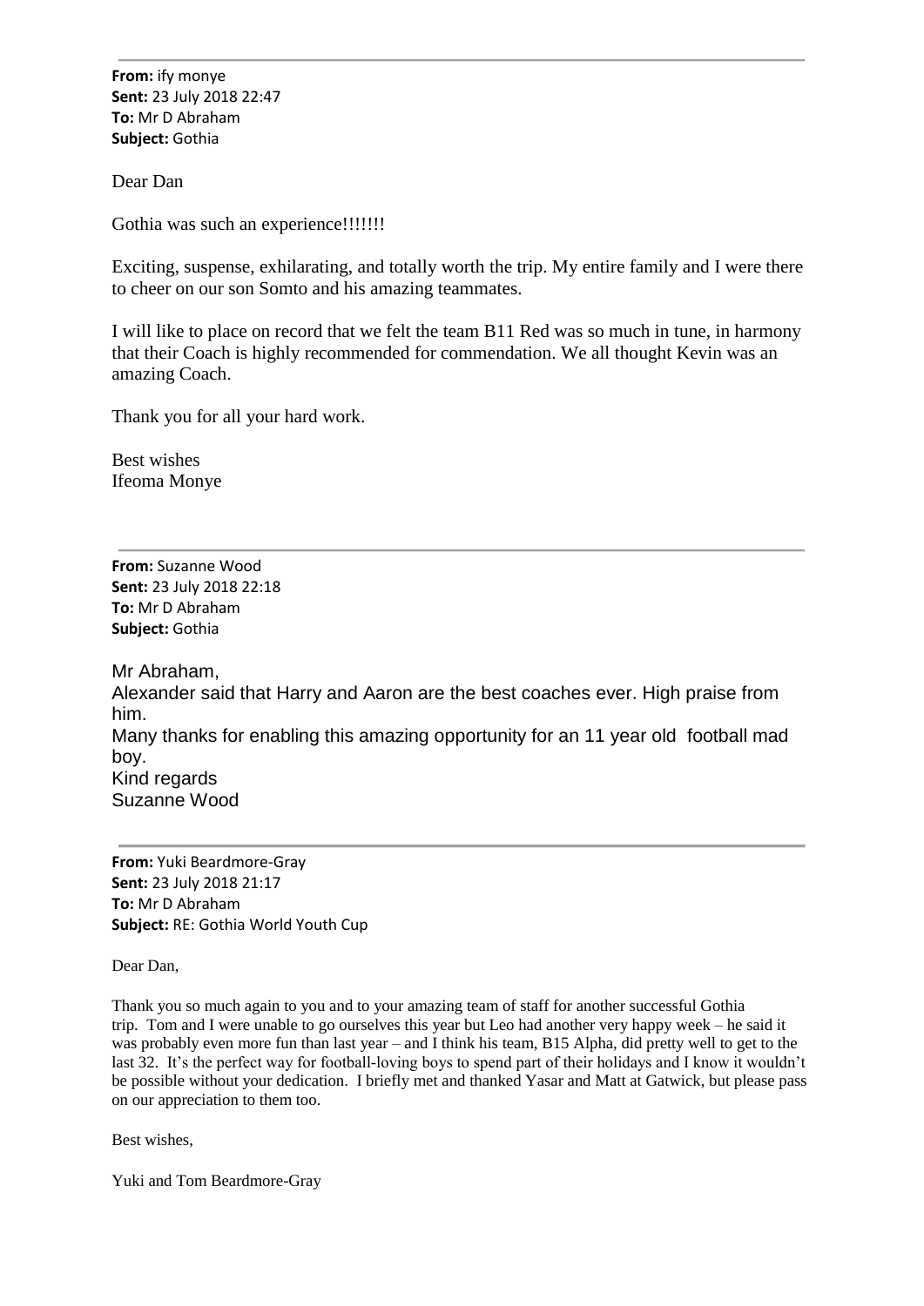---

**From:** ify monye
**Sent:** 23 July 2018 22:47
**To:** Mr D Abraham
**Subject:** Gothia

Dear Dan

Gothia was such an experience!!!!!!!

Exciting, suspense, exhilarating, and totally worth the trip. My entire family and I were there to cheer on our son Somto and his amazing teammates.

I will like to place on record that we felt the team B11 Red was so much in tune, in harmony that their Coach is highly recommended for commendation. We all thought Kevin was an amazing Coach.

Thank you for all your hard work.

Best wishes
Ifeoma Monye

---

**From:** Suzanne Wood
**Sent:** 23 July 2018 22:18
**To:** Mr D Abraham
**Subject:** Gothia

Mr Abraham,
Alexander said that Harry and Aaron are the best coaches ever. High praise from him.
Many thanks for enabling this amazing opportunity for an 11 year old football mad boy.
Kind regards
Suzanne Wood

---

**From:** Yuki Beardmore-Gray
**Sent:** 23 July 2018 21:17
**To:** Mr D Abraham
**Subject:** RE: Gothia World Youth Cup

Dear Dan,

Thank you so much again to you and to your amazing team of staff for another successful Gothia trip. Tom and I were unable to go ourselves this year but Leo had another very happy week – he said it was probably even more fun than last year – and I think his team, B15 Alpha, did pretty well to get to the last 32. It's the perfect way for football-loving boys to spend part of their holidays and I know it wouldn't be possible without your dedication. I briefly met and thanked Yasar and Matt at Gatwick, but please pass on our appreciation to them too.

Best wishes,

Yuki and Tom Beardmore-Gray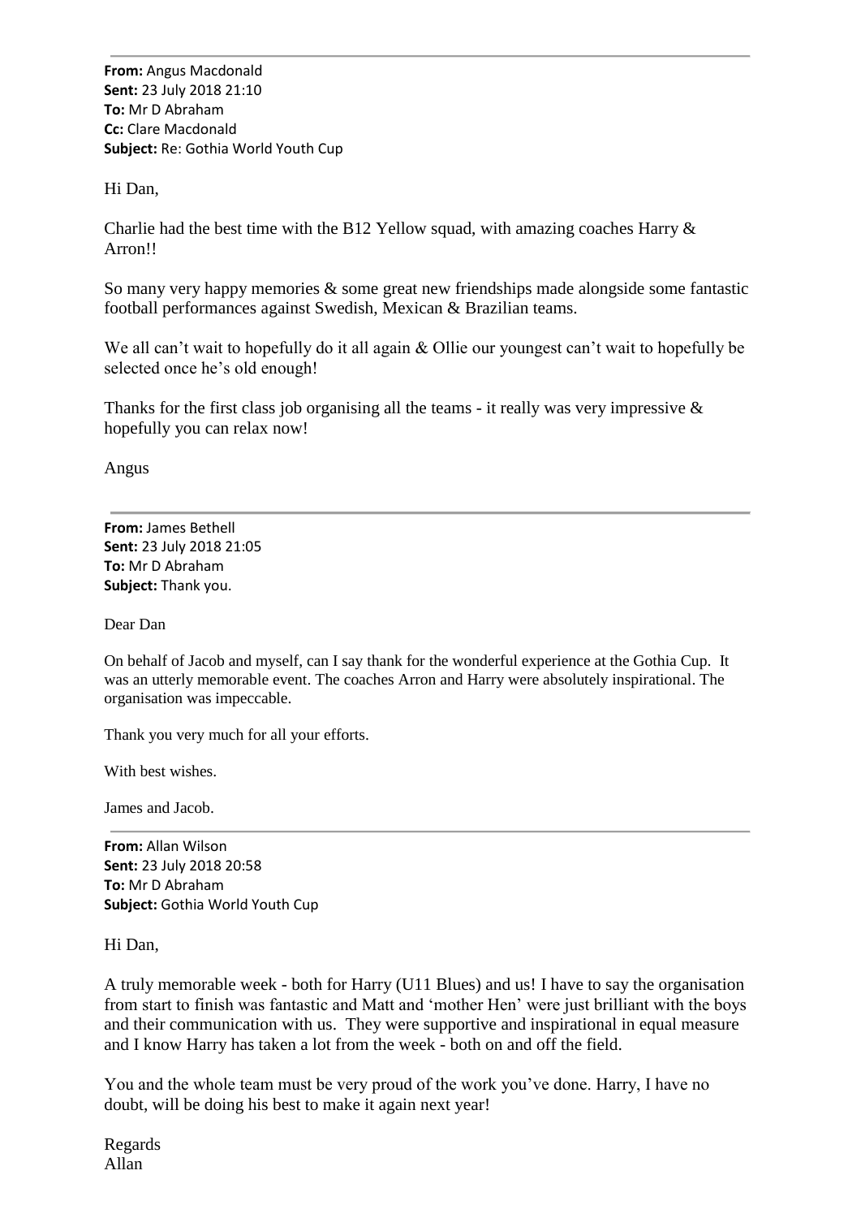---

**From:** Angus Macdonald
**Sent:** 23 July 2018 21:10
**To:** Mr D Abraham
**Cc:** Clare Macdonald
**Subject:** Re: Gothia World Youth Cup

Hi Dan,

Charlie had the best time with the B12 Yellow squad, with amazing coaches Harry & Arron!!

So many very happy memories & some great new friendships made alongside some fantastic football performances against Swedish, Mexican & Brazilian teams.

We all can't wait to hopefully do it all again & Ollie our youngest can't wait to hopefully be selected once he's old enough!

Thanks for the first class job organising all the teams - it really was very impressive & hopefully you can relax now!

Angus

---

**From:** James Bethell
**Sent:** 23 July 2018 21:05
**To:** Mr D Abraham
**Subject:** Thank you.

Dear Dan

On behalf of Jacob and myself, can I say thank for the wonderful experience at the Gothia Cup. It was an utterly memorable event. The coaches Arron and Harry were absolutely inspirational. The organisation was impeccable.

Thank you very much for all your efforts.

With best wishes.

James and Jacob.

---

**From:** Allan Wilson
**Sent:** 23 July 2018 20:58
**To:** Mr D Abraham
**Subject:** Gothia World Youth Cup

Hi Dan,

A truly memorable week - both for Harry (U11 Blues) and us! I have to say the organisation from start to finish was fantastic and Matt and 'mother Hen' were just brilliant with the boys and their communication with us. They were supportive and inspirational in equal measure and I know Harry has taken a lot from the week - both on and off the field.

You and the whole team must be very proud of the work you've done. Harry, I have no doubt, will be doing his best to make it again next year!

Regards
Allan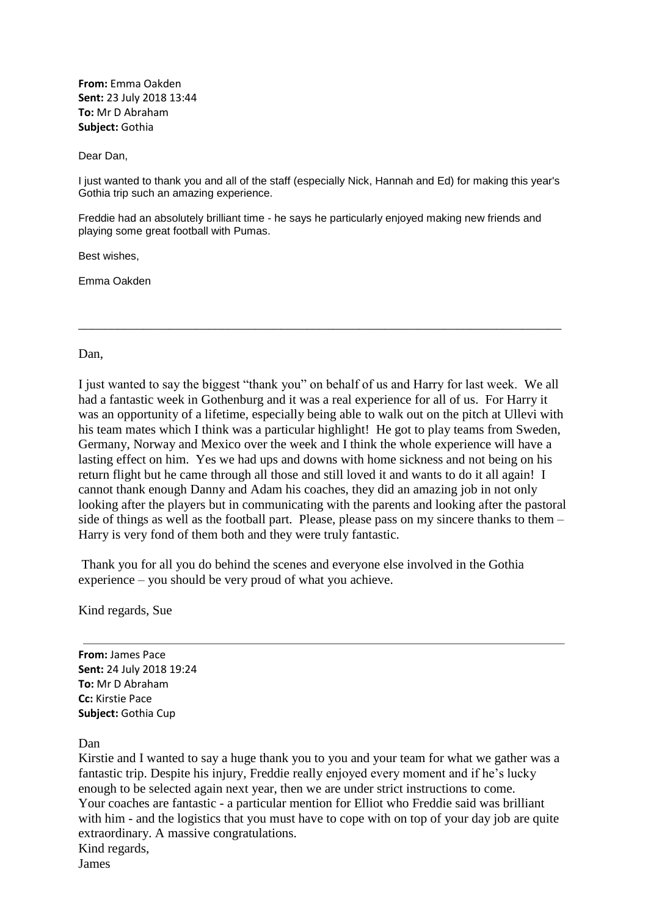**From:** Emma Oakden
**Sent:** 23 July 2018 13:44
**To:** Mr D Abraham
**Subject:** Gothia

Dear Dan,

I just wanted to thank you and all of the staff (especially Nick, Hannah and Ed) for making this year's Gothia trip such an amazing experience.

Freddie had an absolutely brilliant time - he says he particularly enjoyed making new friends and playing some great football with Pumas.

Best wishes,

Emma Oakden

---

Dan,

I just wanted to say the biggest "thank you" on behalf of us and Harry for last week. We all had a fantastic week in Gothenburg and it was a real experience for all of us. For Harry it was an opportunity of a lifetime, especially being able to walk out on the pitch at Ullevi with his team mates which I think was a particular highlight! He got to play teams from Sweden, Germany, Norway and Mexico over the week and I think the whole experience will have a lasting effect on him. Yes we had ups and downs with home sickness and not being on his return flight but he came through all those and still loved it and wants to do it all again! I cannot thank enough Danny and Adam his coaches, they did an amazing job in not only looking after the players but in communicating with the parents and looking after the pastoral side of things as well as the football part. Please, please pass on my sincere thanks to them – Harry is very fond of them both and they were truly fantastic.

Thank you for all you do behind the scenes and everyone else involved in the Gothia experience – you should be very proud of what you achieve.

Kind regards, Sue

---

**From:** James Pace
**Sent:** 24 July 2018 19:24
**To:** Mr D Abraham
**Cc:** Kirstie Pace
**Subject:** Gothia Cup

Dan

Kirstie and I wanted to say a huge thank you to you and your team for what we gather was a fantastic trip. Despite his injury, Freddie really enjoyed every moment and if he's lucky enough to be selected again next year, then we are under strict instructions to come.
Your coaches are fantastic - a particular mention for Elliot who Freddie said was brilliant with him - and the logistics that you must have to cope with on top of your day job are quite extraordinary. A massive congratulations.
Kind regards,
James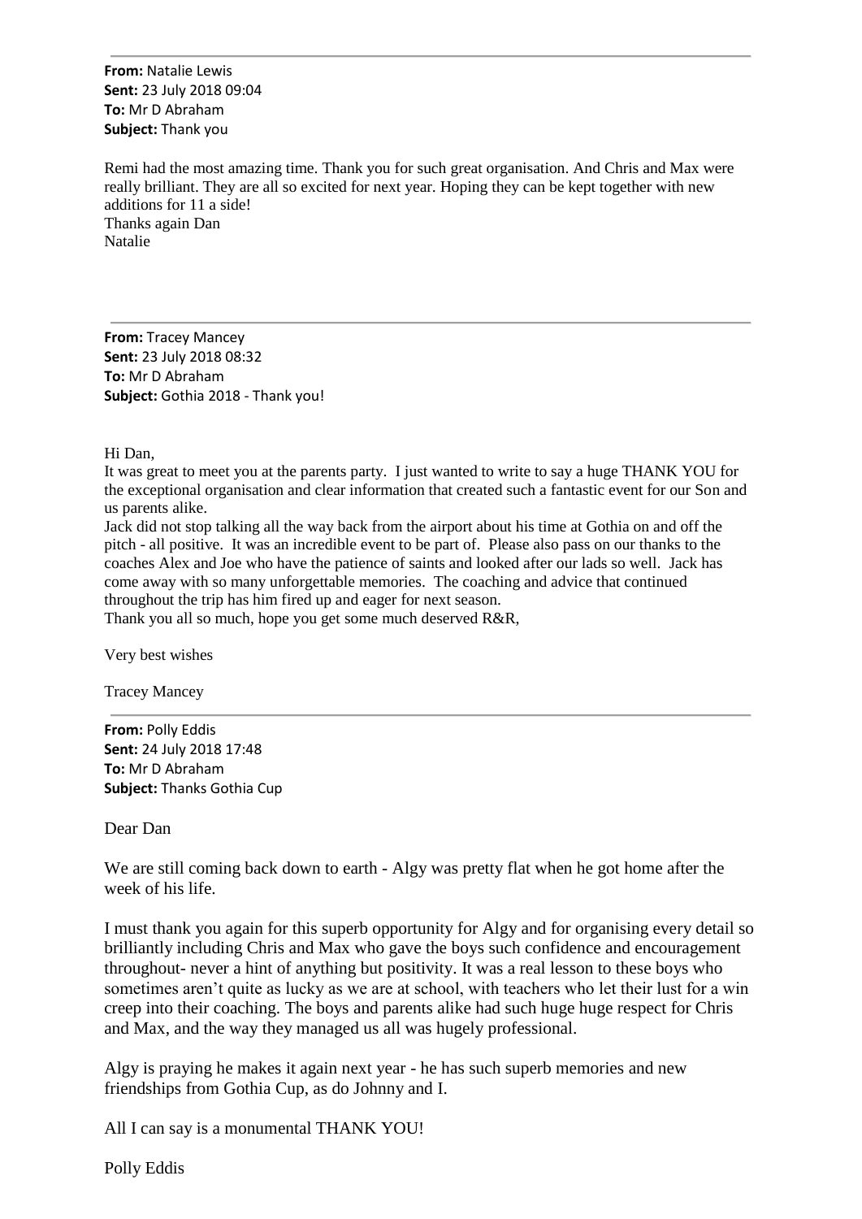---

**From:** Natalie Lewis
**Sent:** 23 July 2018 09:04
**To:** Mr D Abraham
**Subject:** Thank you

Remi had the most amazing time. Thank you for such great organisation. And Chris and Max were really brilliant. They are all so excited for next year. Hoping they can be kept together with new additions for 11 a side!
Thanks again Dan
Natalie

---

**From:** Tracey Mancey
**Sent:** 23 July 2018 08:32
**To:** Mr D Abraham
**Subject:** Gothia 2018 - Thank you!

Hi Dan,
It was great to meet you at the parents party. I just wanted to write to say a huge THANK YOU for the exceptional organisation and clear information that created such a fantastic event for our Son and us parents alike.
Jack did not stop talking all the way back from the airport about his time at Gothia on and off the pitch - all positive. It was an incredible event to be part of. Please also pass on our thanks to the coaches Alex and Joe who have the patience of saints and looked after our lads so well. Jack has come away with so many unforgettable memories. The coaching and advice that continued throughout the trip has him fired up and eager for next season.
Thank you all so much, hope you get some much deserved R&R,

Very best wishes

Tracey Mancey

---

**From:** Polly Eddis
**Sent:** 24 July 2018 17:48
**To:** Mr D Abraham
**Subject:** Thanks Gothia Cup

Dear Dan

We are still coming back down to earth - Algy was pretty flat when he got home after the week of his life.

I must thank you again for this superb opportunity for Algy and for organising every detail so brilliantly including Chris and Max who gave the boys such confidence and encouragement throughout- never a hint of anything but positivity. It was a real lesson to these boys who sometimes aren't quite as lucky as we are at school, with teachers who let their lust for a win creep into their coaching. The boys and parents alike had such huge huge respect for Chris and Max, and the way they managed us all was hugely professional.

Algy is praying he makes it again next year - he has such superb memories and new friendships from Gothia Cup, as do Johnny and I.

All I can say is a monumental THANK YOU!

Polly Eddis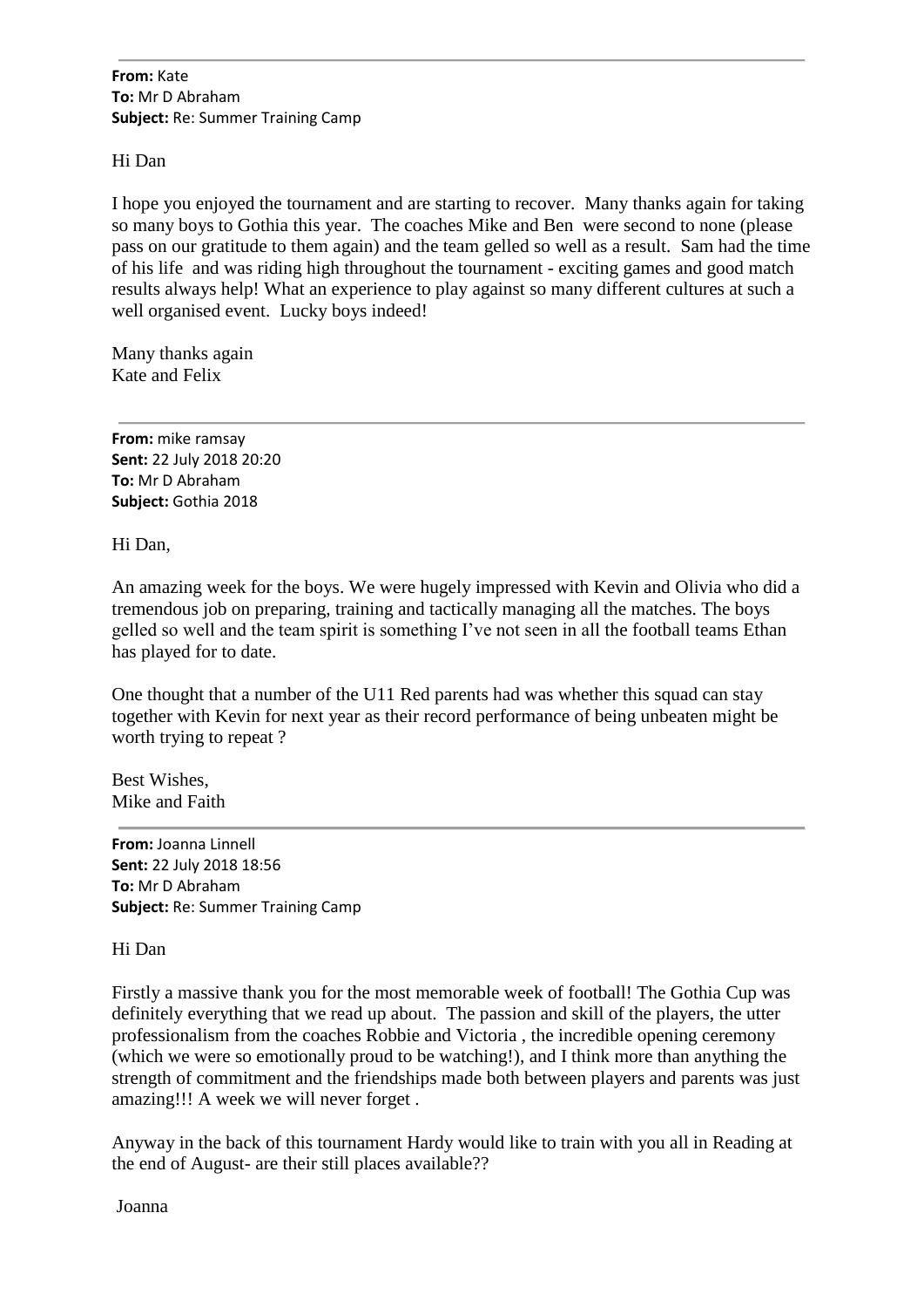---

**From:** Kate
**To:** Mr D Abraham
**Subject:** Re: Summer Training Camp

Hi Dan

I hope you enjoyed the tournament and are starting to recover. Many thanks again for taking so many boys to Gothia this year. The coaches Mike and Ben were second to none (please pass on our gratitude to them again) and the team gelled so well as a result. Sam had the time of his life and was riding high throughout the tournament - exciting games and good match results always help! What an experience to play against so many different cultures at such a well organised event. Lucky boys indeed!

Many thanks again
Kate and Felix

---

**From:** mike ramsay
**Sent:** 22 July 2018 20:20
**To:** Mr D Abraham
**Subject:** Gothia 2018

Hi Dan,

An amazing week for the boys. We were hugely impressed with Kevin and Olivia who did a tremendous job on preparing, training and tactically managing all the matches. The boys gelled so well and the team spirit is something I've not seen in all the football teams Ethan has played for to date.

One thought that a number of the U11 Red parents had was whether this squad can stay together with Kevin for next year as their record performance of being unbeaten might be worth trying to repeat ?

Best Wishes,
Mike and Faith

---

**From:** Joanna Linnell
**Sent:** 22 July 2018 18:56
**To:** Mr D Abraham
**Subject:** Re: Summer Training Camp

Hi Dan

Firstly a massive thank you for the most memorable week of football! The Gothia Cup was definitely everything that we read up about. The passion and skill of the players, the utter professionalism from the coaches Robbie and Victoria , the incredible opening ceremony (which we were so emotionally proud to be watching!), and I think more than anything the strength of commitment and the friendships made both between players and parents was just amazing!!! A week we will never forget .

Anyway in the back of this tournament Hardy would like to train with you all in Reading at the end of August- are their still places available??

Joanna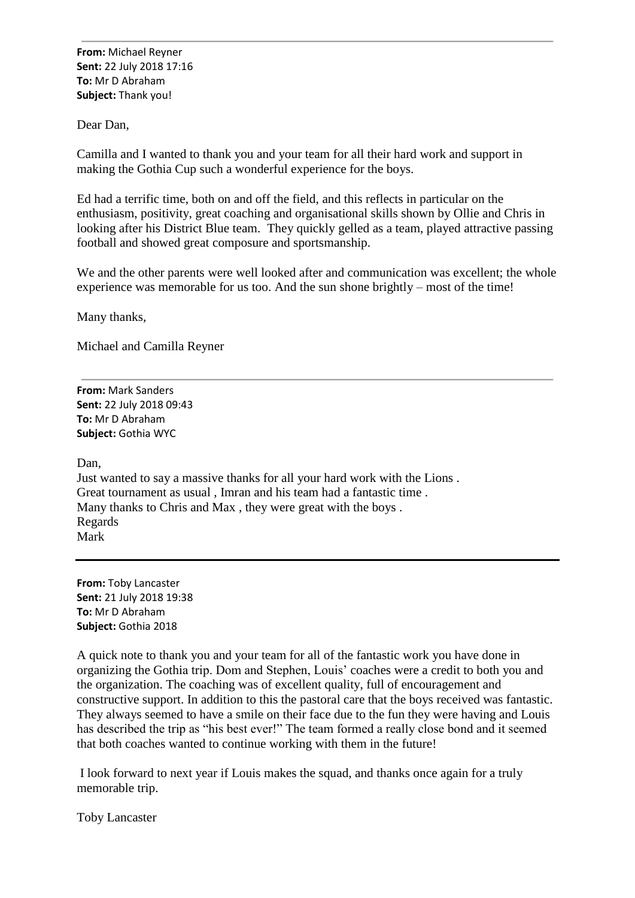---

**From:** Michael Reyner
**Sent:** 22 July 2018 17:16
**To:** Mr D Abraham
**Subject:** Thank you!

Dear Dan,

Camilla and I wanted to thank you and your team for all their hard work and support in making the Gothia Cup such a wonderful experience for the boys.

Ed had a terrific time, both on and off the field, and this reflects in particular on the enthusiasm, positivity, great coaching and organisational skills shown by Ollie and Chris in looking after his District Blue team. They quickly gelled as a team, played attractive passing football and showed great composure and sportsmanship.

We and the other parents were well looked after and communication was excellent; the whole experience was memorable for us too. And the sun shone brightly – most of the time!

Many thanks,

Michael and Camilla Reyner

---

**From:** Mark Sanders
**Sent:** 22 July 2018 09:43
**To:** Mr D Abraham
**Subject:** Gothia WYC

Dan,
Just wanted to say a massive thanks for all your hard work with the Lions .
Great tournament as usual , Imran and his team had a fantastic time .
Many thanks to Chris and Max , they were great with the boys .
Regards
Mark

---

**From:** Toby Lancaster
**Sent:** 21 July 2018 19:38
**To:** Mr D Abraham
**Subject:** Gothia 2018

A quick note to thank you and your team for all of the fantastic work you have done in organizing the Gothia trip. Dom and Stephen, Louis' coaches were a credit to both you and the organization. The coaching was of excellent quality, full of encouragement and constructive support. In addition to this the pastoral care that the boys received was fantastic. They always seemed to have a smile on their face due to the fun they were having and Louis has described the trip as "his best ever!" The team formed a really close bond and it seemed that both coaches wanted to continue working with them in the future!

I look forward to next year if Louis makes the squad, and thanks once again for a truly memorable trip.

Toby Lancaster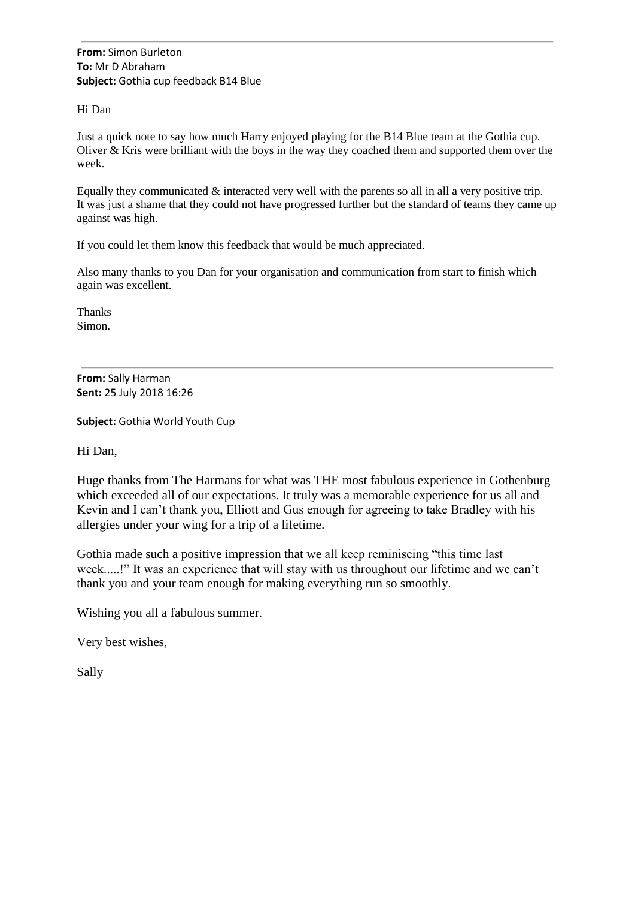---

**From:** Simon Burleton
**To:** Mr D Abraham
**Subject:** Gothia cup feedback B14 Blue

Hi Dan

Just a quick note to say how much Harry enjoyed playing for the B14 Blue team at the Gothia cup. Oliver & Kris were brilliant with the boys in the way they coached them and supported them over the week.

Equally they communicated & interacted very well with the parents so all in all a very positive trip. It was just a shame that they could not have progressed further but the standard of teams they came up against was high.

If you could let them know this feedback that would be much appreciated.

Also many thanks to you Dan for your organisation and communication from start to finish which again was excellent.

Thanks
Simon.

---

**From:** Sally Harman
**Sent:** 25 July 2018 16:26

**Subject:** Gothia World Youth Cup

Hi Dan,

Huge thanks from The Harmans for what was THE most fabulous experience in Gothenburg which exceeded all of our expectations. It truly was a memorable experience for us all and Kevin and I can't thank you, Elliott and Gus enough for agreeing to take Bradley with his allergies under your wing for a trip of a lifetime.

Gothia made such a positive impression that we all keep reminiscing "this time last week.....!" It was an experience that will stay with us throughout our lifetime and we can't thank you and your team enough for making everything run so smoothly.

Wishing you all a fabulous summer.

Very best wishes,

Sally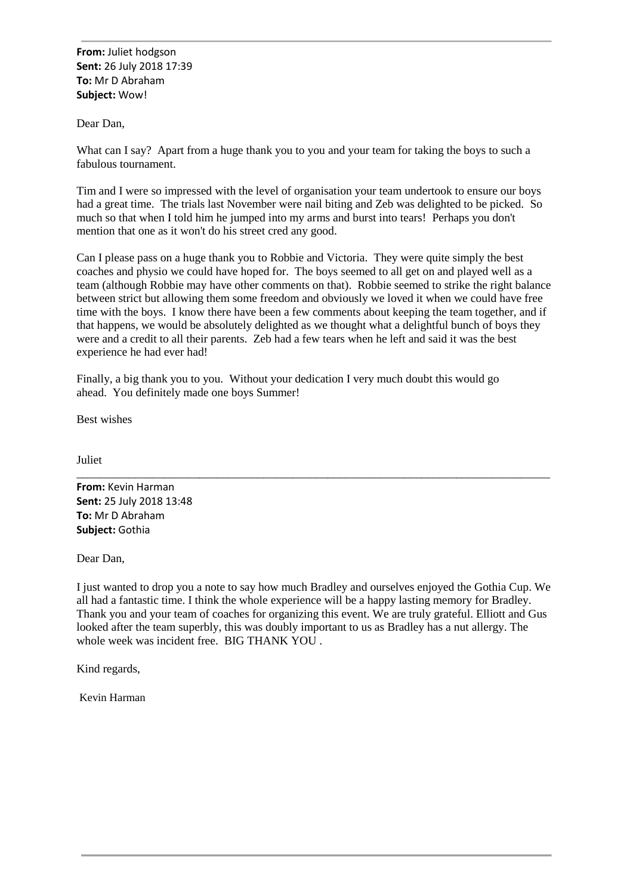**From:** Juliet hodgson
**Sent:** 26 July 2018 17:39
**To:** Mr D Abraham
**Subject:** Wow!

Dear Dan,

What can I say? Apart from a huge thank you to you and your team for taking the boys to such a fabulous tournament.

Tim and I were so impressed with the level of organisation your team undertook to ensure our boys had a great time. The trials last November were nail biting and Zeb was delighted to be picked. So much so that when I told him he jumped into my arms and burst into tears! Perhaps you don't mention that one as it won't do his street cred any good.

Can I please pass on a huge thank you to Robbie and Victoria. They were quite simply the best coaches and physio we could have hoped for. The boys seemed to all get on and played well as a team (although Robbie may have other comments on that). Robbie seemed to strike the right balance between strict but allowing them some freedom and obviously we loved it when we could have free time with the boys. I know there have been a few comments about keeping the team together, and if that happens, we would be absolutely delighted as we thought what a delightful bunch of boys they were and a credit to all their parents. Zeb had a few tears when he left and said it was the best experience he had ever had!

Finally, a big thank you to you. Without your dedication I very much doubt this would go ahead. You definitely made one boys Summer!

Best wishes

Juliet

---

**From:** Kevin Harman
**Sent:** 25 July 2018 13:48
**To:** Mr D Abraham
**Subject:** Gothia

Dear Dan,

I just wanted to drop you a note to say how much Bradley and ourselves enjoyed the Gothia Cup. We all had a fantastic time. I think the whole experience will be a happy lasting memory for Bradley. Thank you and your team of coaches for organizing this event. We are truly grateful. Elliott and Gus looked after the team superbly, this was doubly important to us as Bradley has a nut allergy. The whole week was incident free. BIG THANK YOU .

Kind regards,

Kevin Harman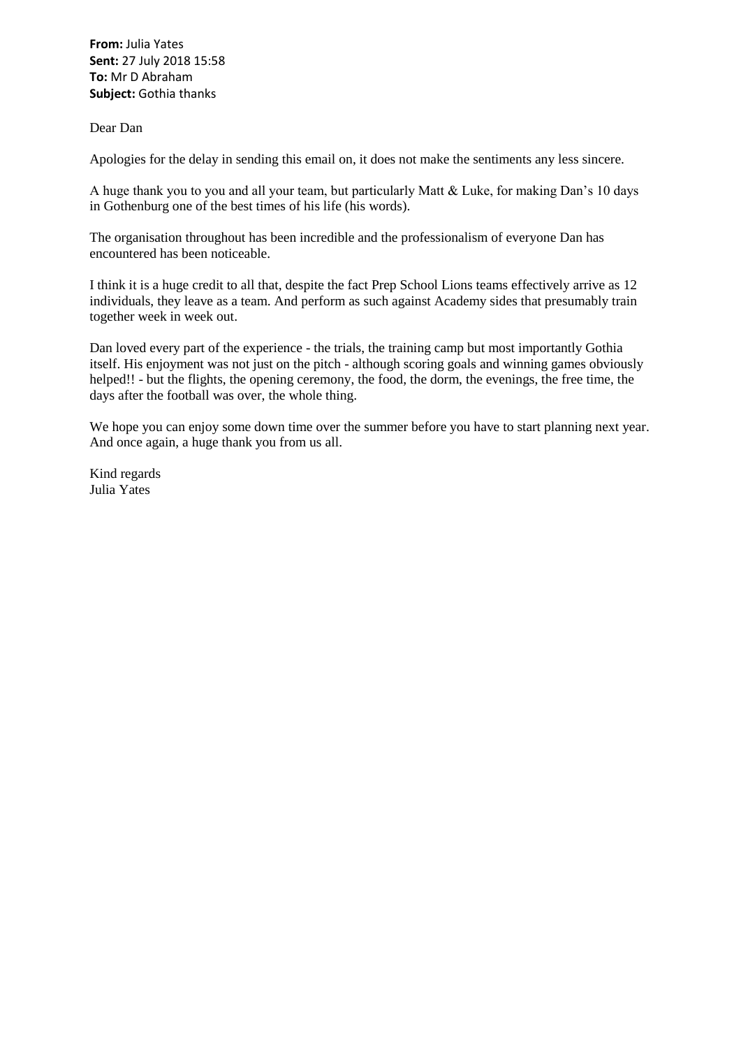**From:** Julia Yates
**Sent:** 27 July 2018 15:58
**To:** Mr D Abraham
**Subject:** Gothia thanks

Dear Dan

Apologies for the delay in sending this email on, it does not make the sentiments any less sincere.

A huge thank you to you and all your team, but particularly Matt & Luke, for making Dan's 10 days in Gothenburg one of the best times of his life (his words).

The organisation throughout has been incredible and the professionalism of everyone Dan has encountered has been noticeable.

I think it is a huge credit to all that, despite the fact Prep School Lions teams effectively arrive as 12 individuals, they leave as a team. And perform as such against Academy sides that presumably train together week in week out.

Dan loved every part of the experience - the trials, the training camp but most importantly Gothia itself. His enjoyment was not just on the pitch - although scoring goals and winning games obviously helped!! - but the flights, the opening ceremony, the food, the dorm, the evenings, the free time, the days after the football was over, the whole thing.

We hope you can enjoy some down time over the summer before you have to start planning next year. And once again, a huge thank you from us all.

Kind regards
Julia Yates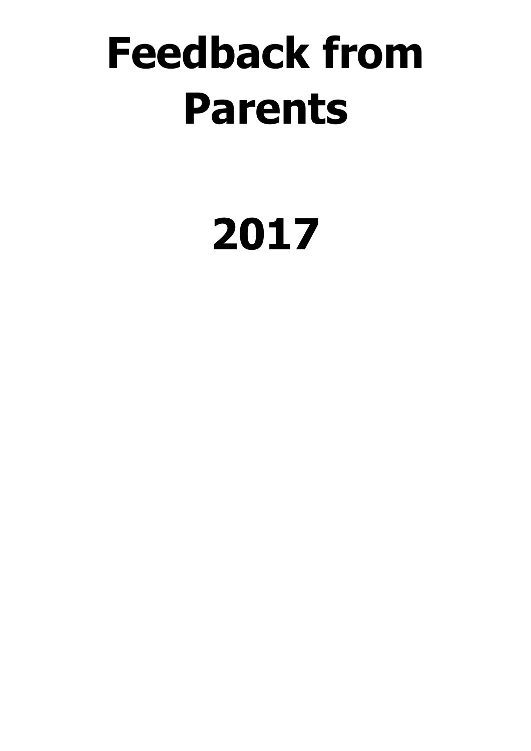# Feedback from Parents

# 2017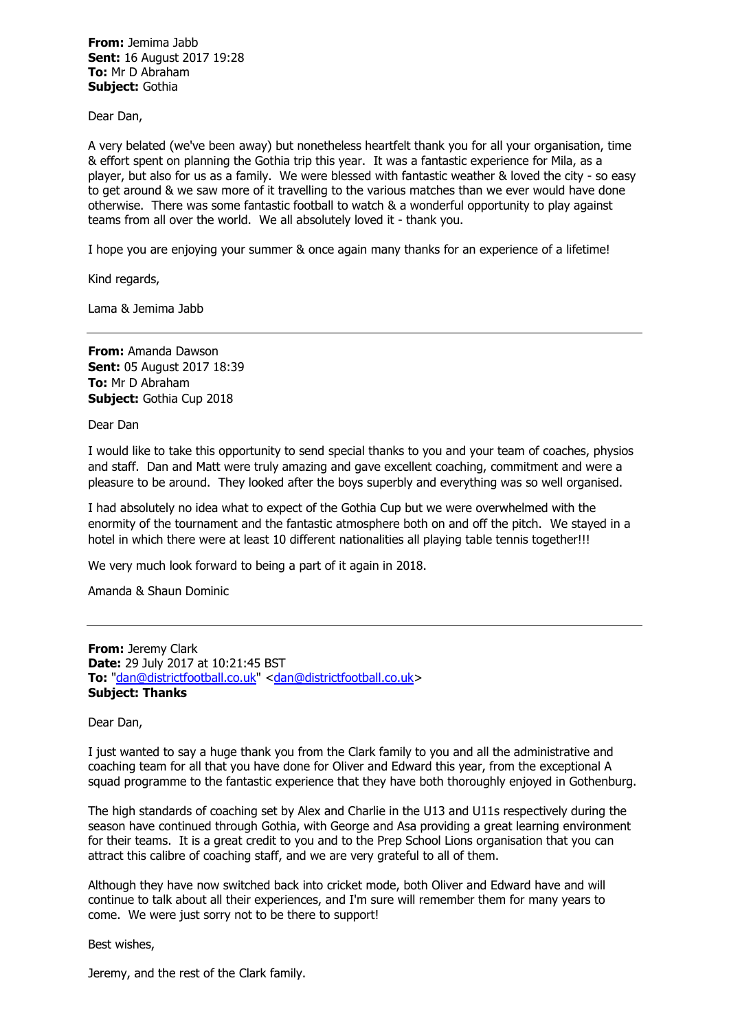**From:** Jemima Jabb
**Sent:** 16 August 2017 19:28
**To:** Mr D Abraham
**Subject:** Gothia

Dear Dan,

A very belated (we've been away) but nonetheless heartfelt thank you for all your organisation, time & effort spent on planning the Gothia trip this year. It was a fantastic experience for Mila, as a player, but also for us as a family. We were blessed with fantastic weather & loved the city - so easy to get around & we saw more of it travelling to the various matches than we ever would have done otherwise. There was some fantastic football to watch & a wonderful opportunity to play against teams from all over the world. We all absolutely loved it - thank you.

I hope you are enjoying your summer & once again many thanks for an experience of a lifetime!

Kind regards,

Lama & Jemima Jabb

---

**From:** Amanda Dawson
**Sent:** 05 August 2017 18:39
**To:** Mr D Abraham
**Subject:** Gothia Cup 2018

Dear Dan

I would like to take this opportunity to send special thanks to you and your team of coaches, physios and staff. Dan and Matt were truly amazing and gave excellent coaching, commitment and were a pleasure to be around. They looked after the boys superbly and everything was so well organised.

I had absolutely no idea what to expect of the Gothia Cup but we were overwhelmed with the enormity of the tournament and the fantastic atmosphere both on and off the pitch. We stayed in a hotel in which there were at least 10 different nationalities all playing table tennis together!!!

We very much look forward to being a part of it again in 2018.

Amanda & Shaun Dominic

---

**From:** Jeremy Clark
**Date:** 29 July 2017 at 10:21:45 BST
**To:** "dan@districtfootball.co.uk" <dan@districtfootball.co.uk>
**Subject: Thanks**

Dear Dan,

I just wanted to say a huge thank you from the Clark family to you and all the administrative and coaching team for all that you have done for Oliver and Edward this year, from the exceptional A squad programme to the fantastic experience that they have both thoroughly enjoyed in Gothenburg.

The high standards of coaching set by Alex and Charlie in the U13 and U11s respectively during the season have continued through Gothia, with George and Asa providing a great learning environment for their teams. It is a great credit to you and to the Prep School Lions organisation that you can attract this calibre of coaching staff, and we are very grateful to all of them.

Although they have now switched back into cricket mode, both Oliver and Edward have and will continue to talk about all their experiences, and I'm sure will remember them for many years to come. We were just sorry not to be there to support!

Best wishes,

Jeremy, and the rest of the Clark family.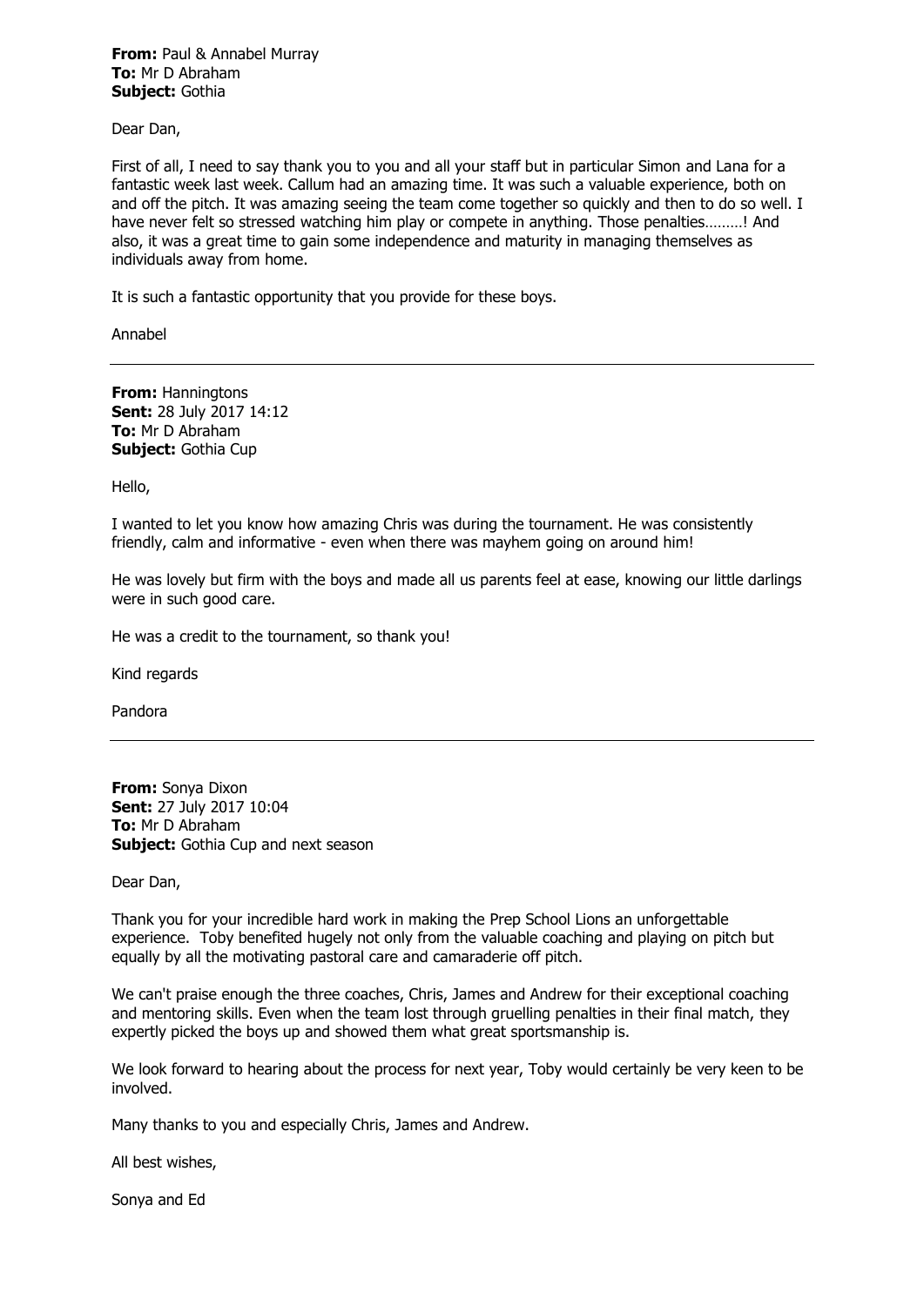**From:** Paul & Annabel Murray
**To:** Mr D Abraham
**Subject:** Gothia

Dear Dan,

First of all, I need to say thank you to you and all your staff but in particular Simon and Lana for a fantastic week last week. Callum had an amazing time. It was such a valuable experience, both on and off the pitch. It was amazing seeing the team come together so quickly and then to do so well. I have never felt so stressed watching him play or compete in anything. Those penalties………! And also, it was a great time to gain some independence and maturity in managing themselves as individuals away from home.

It is such a fantastic opportunity that you provide for these boys.

Annabel

---

**From:** Hanningtons
**Sent:** 28 July 2017 14:12
**To:** Mr D Abraham
**Subject:** Gothia Cup

Hello,

I wanted to let you know how amazing Chris was during the tournament. He was consistently friendly, calm and informative - even when there was mayhem going on around him!

He was lovely but firm with the boys and made all us parents feel at ease, knowing our little darlings were in such good care.

He was a credit to the tournament, so thank you!

Kind regards

Pandora

---

**From:** Sonya Dixon
**Sent:** 27 July 2017 10:04
**To:** Mr D Abraham
**Subject:** Gothia Cup and next season

Dear Dan,

Thank you for your incredible hard work in making the Prep School Lions an unforgettable experience. Toby benefited hugely not only from the valuable coaching and playing on pitch but equally by all the motivating pastoral care and camaraderie off pitch.

We can't praise enough the three coaches, Chris, James and Andrew for their exceptional coaching and mentoring skills. Even when the team lost through gruelling penalties in their final match, they expertly picked the boys up and showed them what great sportsmanship is.

We look forward to hearing about the process for next year, Toby would certainly be very keen to be involved.

Many thanks to you and especially Chris, James and Andrew.

All best wishes,

Sonya and Ed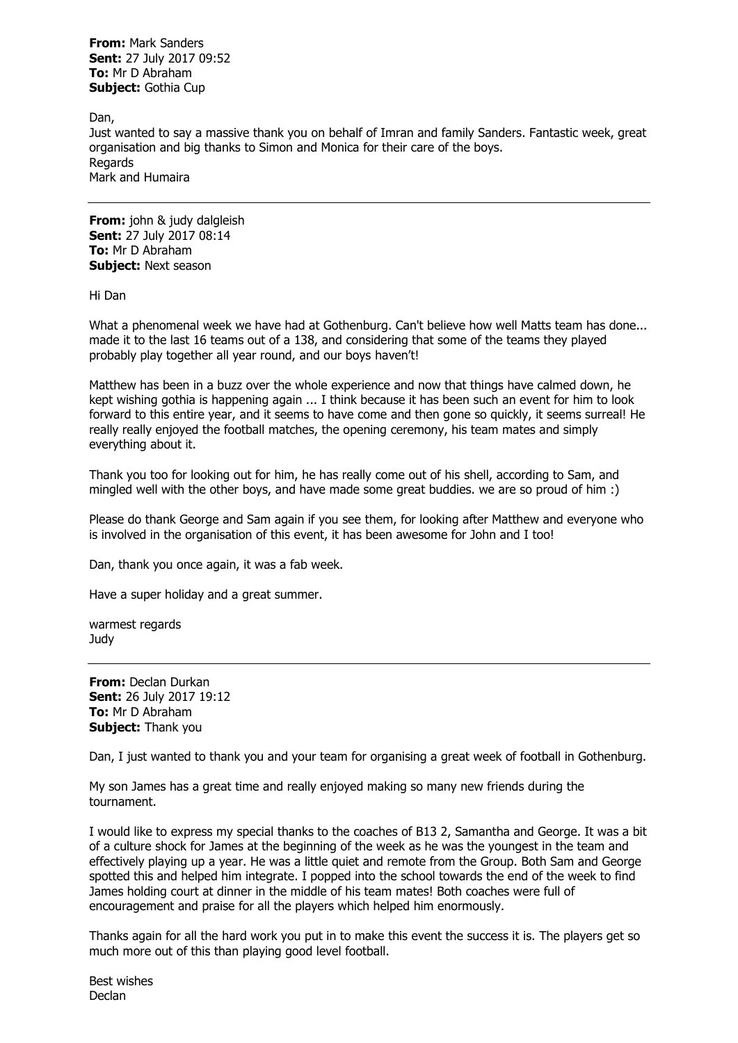**From:** Mark Sanders
**Sent:** 27 July 2017 09:52
**To:** Mr D Abraham
**Subject:** Gothia Cup

Dan,
Just wanted to say a massive thank you on behalf of Imran and family Sanders. Fantastic week, great organisation and big thanks to Simon and Monica for their care of the boys.
Regards
Mark and Humaira

---

**From:** john & judy dalgleish
**Sent:** 27 July 2017 08:14
**To:** Mr D Abraham
**Subject:** Next season

Hi Dan

What a phenomenal week we have had at Gothenburg. Can't believe how well Matts team has done... made it to the last 16 teams out of a 138, and considering that some of the teams they played probably play together all year round, and our boys haven't!

Matthew has been in a buzz over the whole experience and now that things have calmed down, he kept wishing gothia is happening again ... I think because it has been such an event for him to look forward to this entire year, and it seems to have come and then gone so quickly, it seems surreal! He really really enjoyed the football matches, the opening ceremony, his team mates and simply everything about it.

Thank you too for looking out for him, he has really come out of his shell, according to Sam, and mingled well with the other boys, and have made some great buddies. we are so proud of him :)

Please do thank George and Sam again if you see them, for looking after Matthew and everyone who is involved in the organisation of this event, it has been awesome for John and I too!

Dan, thank you once again, it was a fab week.

Have a super holiday and a great summer.

warmest regards
Judy

---

**From:** Declan Durkan
**Sent:** 26 July 2017 19:12
**To:** Mr D Abraham
**Subject:** Thank you

Dan, I just wanted to thank you and your team for organising a great week of football in Gothenburg.

My son James has a great time and really enjoyed making so many new friends during the tournament.

I would like to express my special thanks to the coaches of B13 2, Samantha and George. It was a bit of a culture shock for James at the beginning of the week as he was the youngest in the team and effectively playing up a year. He was a little quiet and remote from the Group. Both Sam and George spotted this and helped him integrate. I popped into the school towards the end of the week to find James holding court at dinner in the middle of his team mates! Both coaches were full of encouragement and praise for all the players which helped him enormously.

Thanks again for all the hard work you put in to make this event the success it is. The players get so much more out of this than playing good level football.

Best wishes
Declan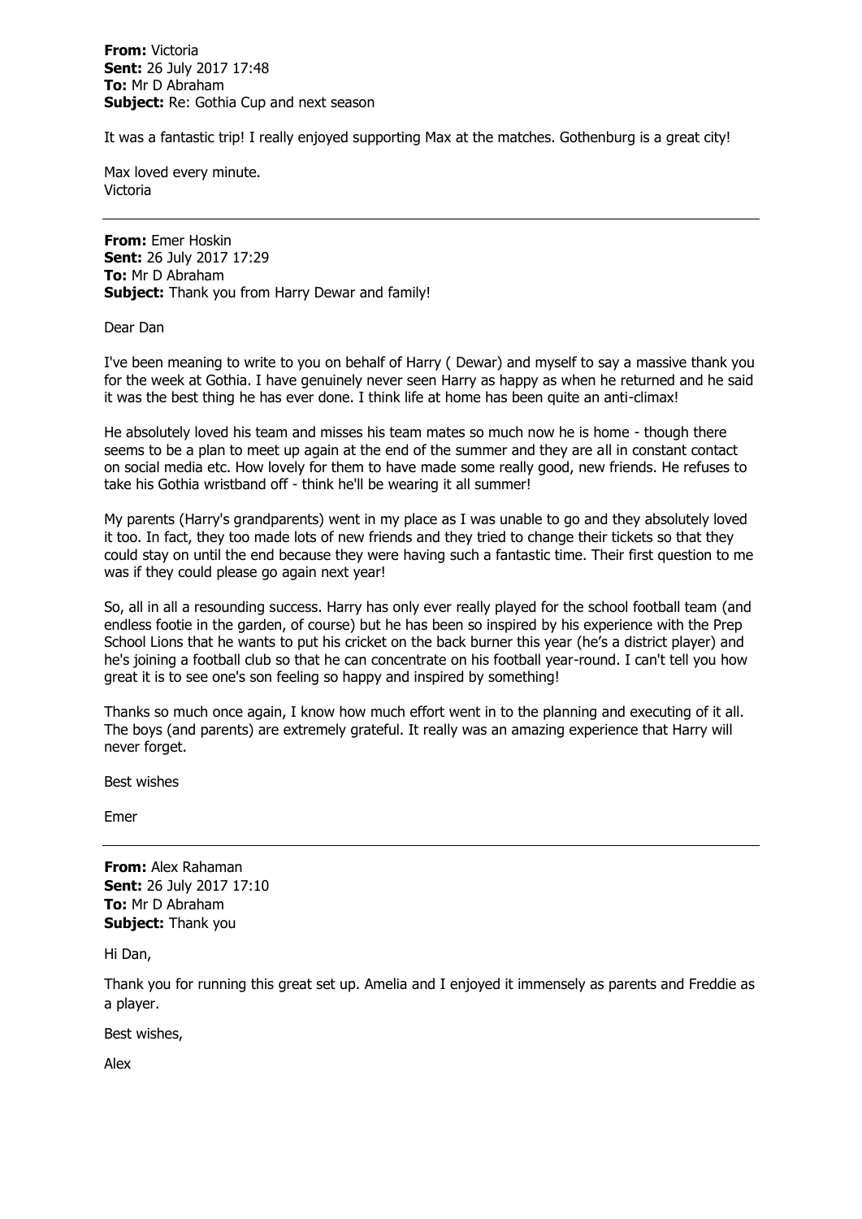**From:** Victoria
**Sent:** 26 July 2017 17:48
**To:** Mr D Abraham
**Subject:** Re: Gothia Cup and next season

It was a fantastic trip! I really enjoyed supporting Max at the matches. Gothenburg is a great city!

Max loved every minute.
Victoria

---

**From:** Emer Hoskin
**Sent:** 26 July 2017 17:29
**To:** Mr D Abraham
**Subject:** Thank you from Harry Dewar and family!

Dear Dan

I've been meaning to write to you on behalf of Harry ( Dewar) and myself to say a massive thank you for the week at Gothia. I have genuinely never seen Harry as happy as when he returned and he said it was the best thing he has ever done. I think life at home has been quite an anti-climax!

He absolutely loved his team and misses his team mates so much now he is home - though there seems to be a plan to meet up again at the end of the summer and they are all in constant contact on social media etc. How lovely for them to have made some really good, new friends. He refuses to take his Gothia wristband off - think he'll be wearing it all summer!

My parents (Harry's grandparents) went in my place as I was unable to go and they absolutely loved it too. In fact, they too made lots of new friends and they tried to change their tickets so that they could stay on until the end because they were having such a fantastic time. Their first question to me was if they could please go again next year!

So, all in all a resounding success. Harry has only ever really played for the school football team (and endless footie in the garden, of course) but he has been so inspired by his experience with the Prep School Lions that he wants to put his cricket on the back burner this year (he's a district player) and he's joining a football club so that he can concentrate on his football year-round. I can't tell you how great it is to see one's son feeling so happy and inspired by something!

Thanks so much once again, I know how much effort went in to the planning and executing of it all. The boys (and parents) are extremely grateful. It really was an amazing experience that Harry will never forget.

Best wishes

Emer

---

**From:** Alex Rahaman
**Sent:** 26 July 2017 17:10
**To:** Mr D Abraham
**Subject:** Thank you

Hi Dan,

Thank you for running this great set up. Amelia and I enjoyed it immensely as parents and Freddie as a player.

Best wishes,

Alex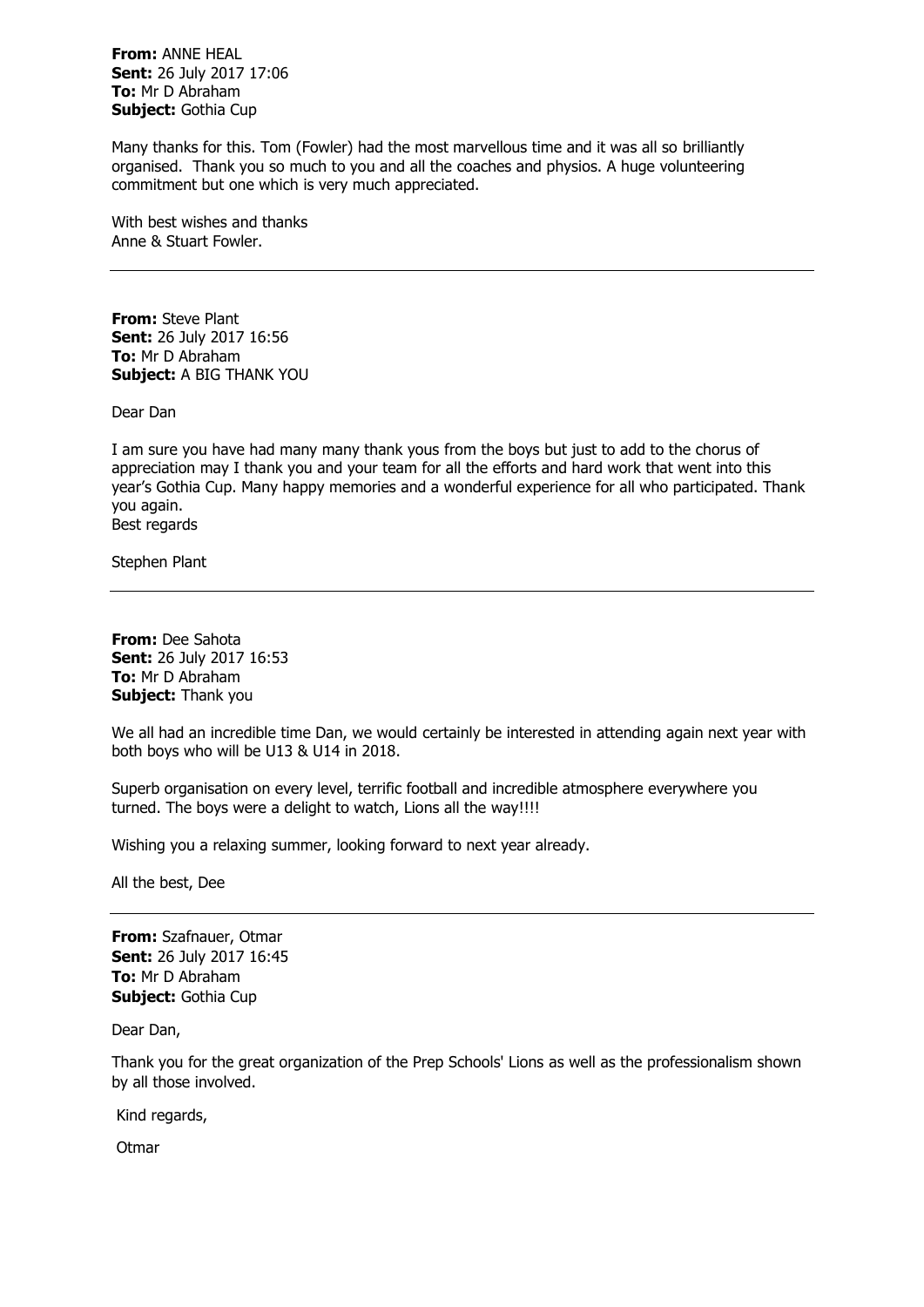**From:** ANNE HEAL
**Sent:** 26 July 2017 17:06
**To:** Mr D Abraham
**Subject:** Gothia Cup

Many thanks for this. Tom (Fowler) had the most marvellous time and it was all so brilliantly organised. Thank you so much to you and all the coaches and physios. A huge volunteering commitment but one which is very much appreciated.

With best wishes and thanks
Anne & Stuart Fowler.

---

**From:** Steve Plant
**Sent:** 26 July 2017 16:56
**To:** Mr D Abraham
**Subject:** A BIG THANK YOU

Dear Dan

I am sure you have had many many thank yous from the boys but just to add to the chorus of appreciation may I thank you and your team for all the efforts and hard work that went into this year's Gothia Cup. Many happy memories and a wonderful experience for all who participated. Thank you again.
Best regards

Stephen Plant

---

**From:** Dee Sahota
**Sent:** 26 July 2017 16:53
**To:** Mr D Abraham
**Subject:** Thank you

We all had an incredible time Dan, we would certainly be interested in attending again next year with both boys who will be U13 & U14 in 2018.

Superb organisation on every level, terrific football and incredible atmosphere everywhere you turned. The boys were a delight to watch, Lions all the way!!!!

Wishing you a relaxing summer, looking forward to next year already.

All the best, Dee

---

**From:** Szafnauer, Otmar
**Sent:** 26 July 2017 16:45
**To:** Mr D Abraham
**Subject:** Gothia Cup

Dear Dan,

Thank you for the great organization of the Prep Schools' Lions as well as the professionalism shown by all those involved.

Kind regards,

Otmar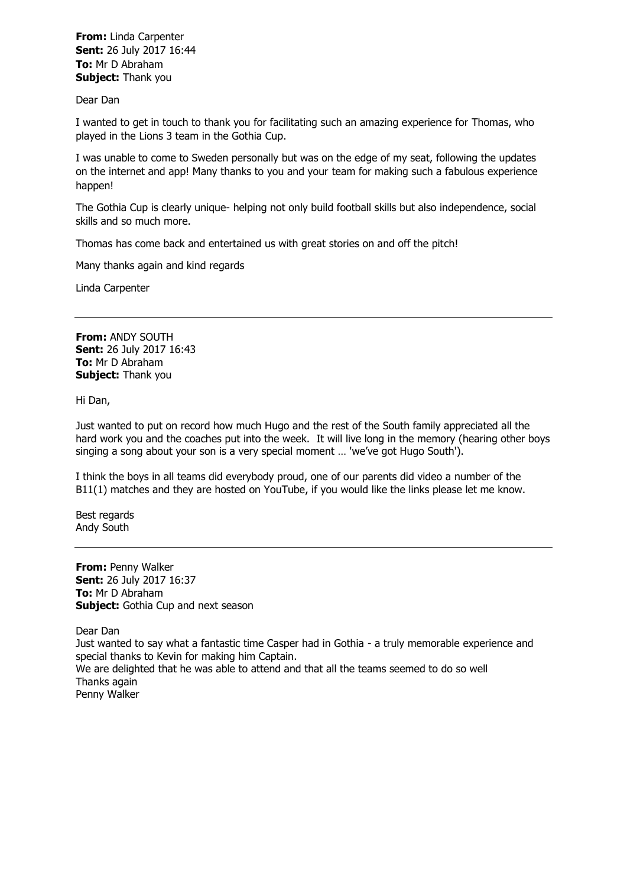**From:** Linda Carpenter
**Sent:** 26 July 2017 16:44
**To:** Mr D Abraham
**Subject:** Thank you

Dear Dan

I wanted to get in touch to thank you for facilitating such an amazing experience for Thomas, who played in the Lions 3 team in the Gothia Cup.

I was unable to come to Sweden personally but was on the edge of my seat, following the updates on the internet and app! Many thanks to you and your team for making such a fabulous experience happen!

The Gothia Cup is clearly unique- helping not only build football skills but also independence, social skills and so much more.

Thomas has come back and entertained us with great stories on and off the pitch!

Many thanks again and kind regards

Linda Carpenter

---

**From:** ANDY SOUTH
**Sent:** 26 July 2017 16:43
**To:** Mr D Abraham
**Subject:** Thank you

Hi Dan,

Just wanted to put on record how much Hugo and the rest of the South family appreciated all the hard work you and the coaches put into the week. It will live long in the memory (hearing other boys singing a song about your son is a very special moment … 'we've got Hugo South').

I think the boys in all teams did everybody proud, one of our parents did video a number of the B11(1) matches and they are hosted on YouTube, if you would like the links please let me know.

Best regards
Andy South

---

**From:** Penny Walker
**Sent:** 26 July 2017 16:37
**To:** Mr D Abraham
**Subject:** Gothia Cup and next season

Dear Dan
Just wanted to say what a fantastic time Casper had in Gothia - a truly memorable experience and special thanks to Kevin for making him Captain.
We are delighted that he was able to attend and that all the teams seemed to do so well
Thanks again
Penny Walker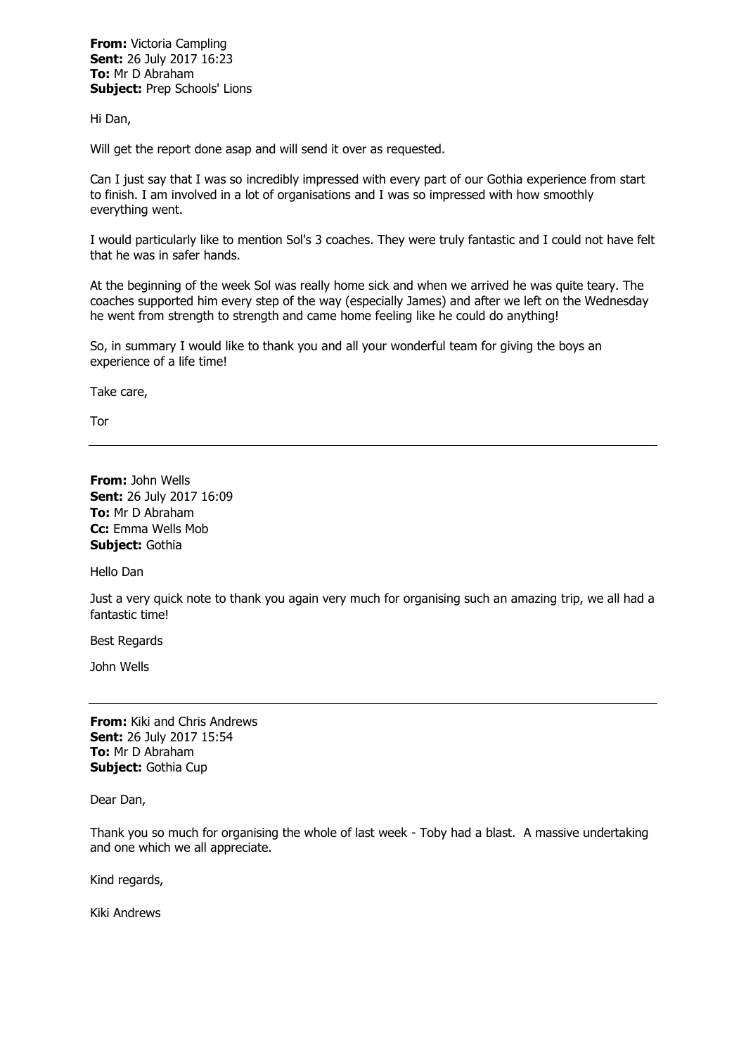**From:** Victoria Campling
**Sent:** 26 July 2017 16:23
**To:** Mr D Abraham
**Subject:** Prep Schools' Lions

Hi Dan,

Will get the report done asap and will send it over as requested.

Can I just say that I was so incredibly impressed with every part of our Gothia experience from start to finish. I am involved in a lot of organisations and I was so impressed with how smoothly everything went.

I would particularly like to mention Sol's 3 coaches. They were truly fantastic and I could not have felt that he was in safer hands.

At the beginning of the week Sol was really home sick and when we arrived he was quite teary. The coaches supported him every step of the way (especially James) and after we left on the Wednesday he went from strength to strength and came home feeling like he could do anything!

So, in summary I would like to thank you and all your wonderful team for giving the boys an experience of a life time!

Take care,

Tor

---

**From:** John Wells
**Sent:** 26 July 2017 16:09
**To:** Mr D Abraham
**Cc:** Emma Wells Mob
**Subject:** Gothia

Hello Dan

Just a very quick note to thank you again very much for organising such an amazing trip, we all had a fantastic time!

Best Regards

John Wells

---

**From:** Kiki and Chris Andrews
**Sent:** 26 July 2017 15:54
**To:** Mr D Abraham
**Subject:** Gothia Cup

Dear Dan,

Thank you so much for organising the whole of last week - Toby had a blast. A massive undertaking and one which we all appreciate.

Kind regards,

Kiki Andrews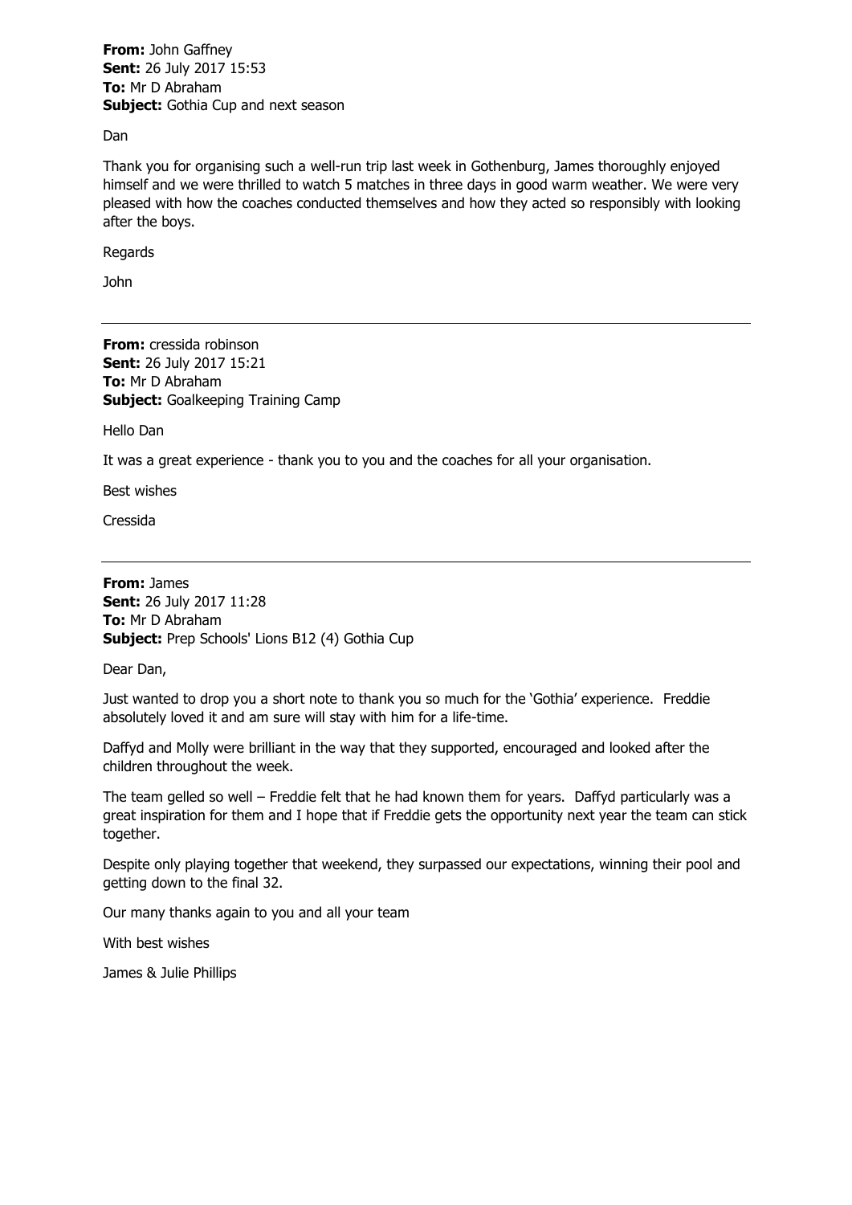**From:** John Gaffney
**Sent:** 26 July 2017 15:53
**To:** Mr D Abraham
**Subject:** Gothia Cup and next season

Dan

Thank you for organising such a well-run trip last week in Gothenburg, James thoroughly enjoyed himself and we were thrilled to watch 5 matches in three days in good warm weather. We were very pleased with how the coaches conducted themselves and how they acted so responsibly with looking after the boys.

Regards

John

---

**From:** cressida robinson
**Sent:** 26 July 2017 15:21
**To:** Mr D Abraham
**Subject:** Goalkeeping Training Camp

Hello Dan

It was a great experience - thank you to you and the coaches for all your organisation.

Best wishes

Cressida

---

**From:** James
**Sent:** 26 July 2017 11:28
**To:** Mr D Abraham
**Subject:** Prep Schools' Lions B12 (4) Gothia Cup

Dear Dan,

Just wanted to drop you a short note to thank you so much for the 'Gothia' experience. Freddie absolutely loved it and am sure will stay with him for a life-time.

Daffyd and Molly were brilliant in the way that they supported, encouraged and looked after the children throughout the week.

The team gelled so well – Freddie felt that he had known them for years. Daffyd particularly was a great inspiration for them and I hope that if Freddie gets the opportunity next year the team can stick together.

Despite only playing together that weekend, they surpassed our expectations, winning their pool and getting down to the final 32.

Our many thanks again to you and all your team

With best wishes

James & Julie Phillips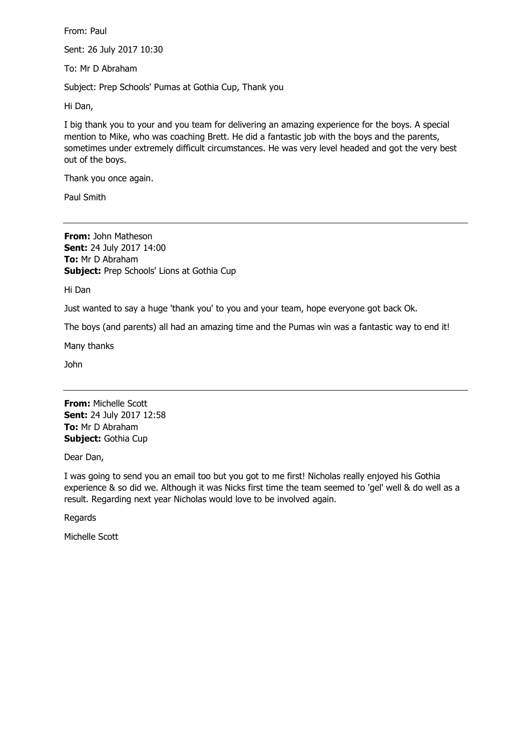From: Paul

Sent: 26 July 2017 10:30

To: Mr D Abraham

Subject: Prep Schools' Pumas at Gothia Cup, Thank you

Hi Dan,

I big thank you to your and you team for delivering an amazing experience for the boys. A special mention to Mike, who was coaching Brett. He did a fantastic job with the boys and the parents, sometimes under extremely difficult circumstances. He was very level headed and got the very best out of the boys.

Thank you once again.

Paul Smith

---

**From:** John Matheson
**Sent:** 24 July 2017 14:00
**To:** Mr D Abraham
**Subject:** Prep Schools' Lions at Gothia Cup

Hi Dan

Just wanted to say a huge 'thank you' to you and your team, hope everyone got back Ok.

The boys (and parents) all had an amazing time and the Pumas win was a fantastic way to end it!

Many thanks

John

---

**From:** Michelle Scott
**Sent:** 24 July 2017 12:58
**To:** Mr D Abraham
**Subject:** Gothia Cup

Dear Dan,

I was going to send you an email too but you got to me first! Nicholas really enjoyed his Gothia experience & so did we. Although it was Nicks first time the team seemed to 'gel' well & do well as a result. Regarding next year Nicholas would love to be involved again.

Regards

Michelle Scott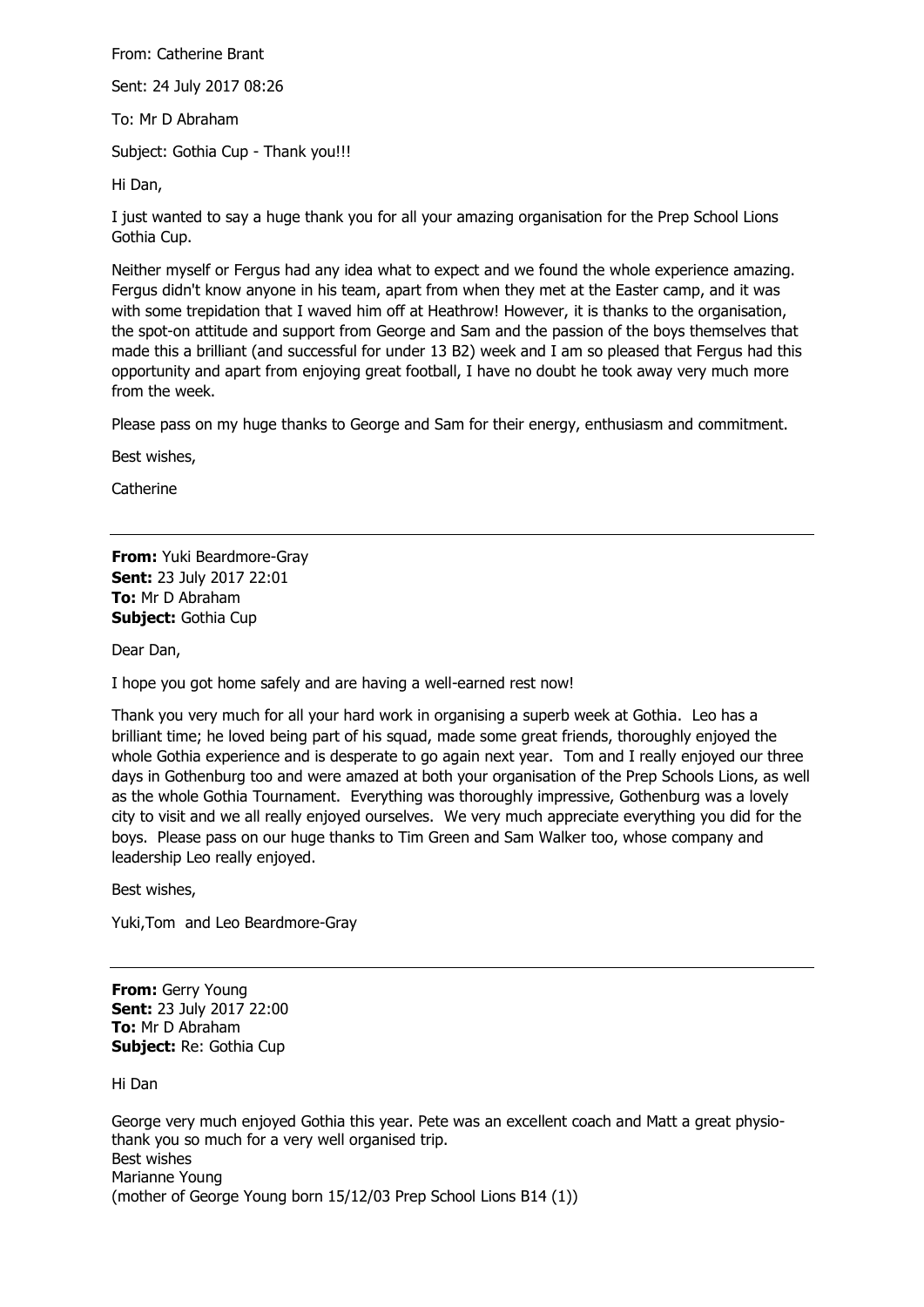From: Catherine Brant

Sent: 24 July 2017 08:26

To: Mr D Abraham

Subject: Gothia Cup - Thank you!!!

Hi Dan,

I just wanted to say a huge thank you for all your amazing organisation for the Prep School Lions Gothia Cup.

Neither myself or Fergus had any idea what to expect and we found the whole experience amazing. Fergus didn't know anyone in his team, apart from when they met at the Easter camp, and it was with some trepidation that I waved him off at Heathrow! However, it is thanks to the organisation, the spot-on attitude and support from George and Sam and the passion of the boys themselves that made this a brilliant (and successful for under 13 B2) week and I am so pleased that Fergus had this opportunity and apart from enjoying great football, I have no doubt he took away very much more from the week.

Please pass on my huge thanks to George and Sam for their energy, enthusiasm and commitment.

Best wishes,

Catherine

---

**From:** Yuki Beardmore-Gray
**Sent:** 23 July 2017 22:01
**To:** Mr D Abraham
**Subject:** Gothia Cup

Dear Dan,

I hope you got home safely and are having a well-earned rest now!

Thank you very much for all your hard work in organising a superb week at Gothia. Leo has a brilliant time; he loved being part of his squad, made some great friends, thoroughly enjoyed the whole Gothia experience and is desperate to go again next year. Tom and I really enjoyed our three days in Gothenburg too and were amazed at both your organisation of the Prep Schools Lions, as well as the whole Gothia Tournament. Everything was thoroughly impressive, Gothenburg was a lovely city to visit and we all really enjoyed ourselves. We very much appreciate everything you did for the boys. Please pass on our huge thanks to Tim Green and Sam Walker too, whose company and leadership Leo really enjoyed.

Best wishes,

Yuki,Tom and Leo Beardmore-Gray

---

**From:** Gerry Young
**Sent:** 23 July 2017 22:00
**To:** Mr D Abraham
**Subject:** Re: Gothia Cup

Hi Dan

George very much enjoyed Gothia this year. Pete was an excellent coach and Matt a great physio- thank you so much for a very well organised trip.
Best wishes
Marianne Young
(mother of George Young born 15/12/03 Prep School Lions B14 (1))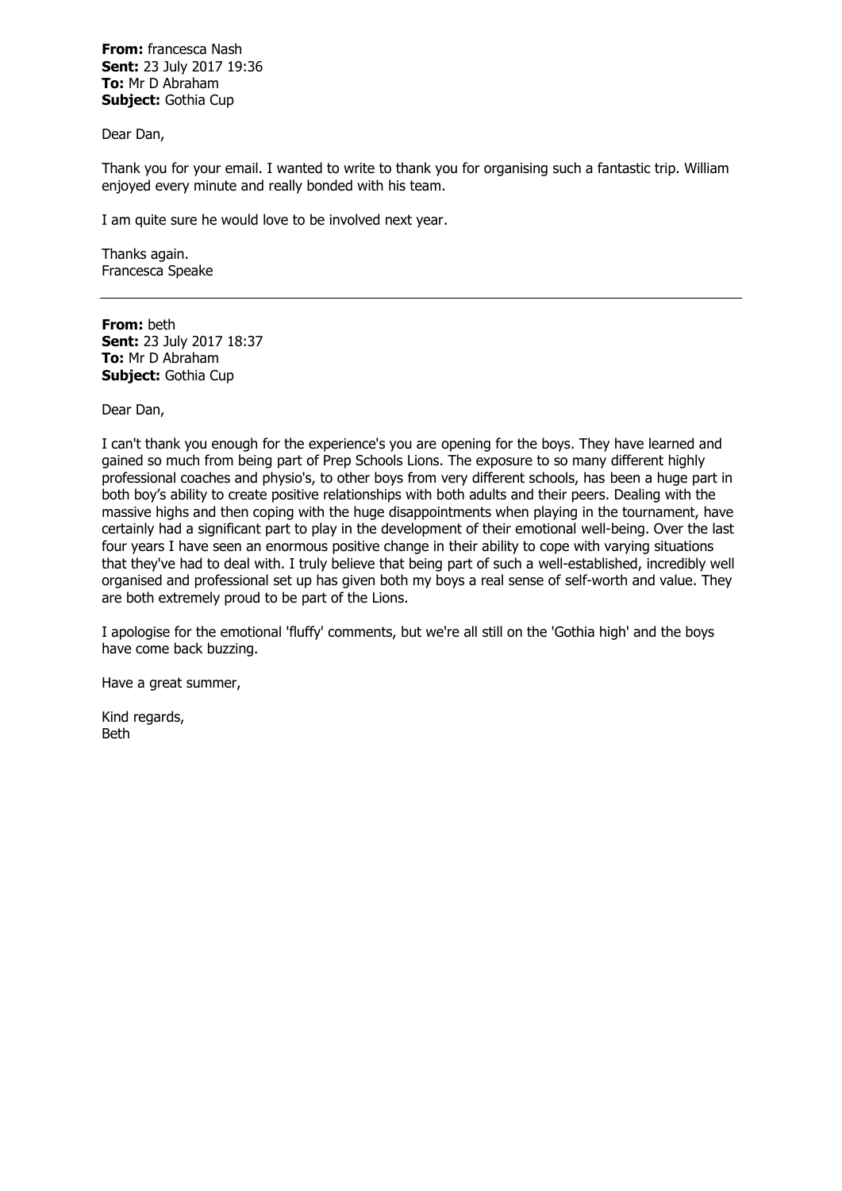**From:** francesca Nash
**Sent:** 23 July 2017 19:36
**To:** Mr D Abraham
**Subject:** Gothia Cup

Dear Dan,

Thank you for your email. I wanted to write to thank you for organising such a fantastic trip. William enjoyed every minute and really bonded with his team.

I am quite sure he would love to be involved next year.

Thanks again.
Francesca Speake

---

**From:** beth
**Sent:** 23 July 2017 18:37
**To:** Mr D Abraham
**Subject:** Gothia Cup

Dear Dan,

I can't thank you enough for the experience's you are opening for the boys. They have learned and gained so much from being part of Prep Schools Lions. The exposure to so many different highly professional coaches and physio's, to other boys from very different schools, has been a huge part in both boy's ability to create positive relationships with both adults and their peers. Dealing with the massive highs and then coping with the huge disappointments when playing in the tournament, have certainly had a significant part to play in the development of their emotional well-being. Over the last four years I have seen an enormous positive change in their ability to cope with varying situations that they've had to deal with. I truly believe that being part of such a well-established, incredibly well organised and professional set up has given both my boys a real sense of self-worth and value. They are both extremely proud to be part of the Lions.

I apologise for the emotional 'fluffy' comments, but we're all still on the 'Gothia high' and the boys have come back buzzing.

Have a great summer,

Kind regards,
Beth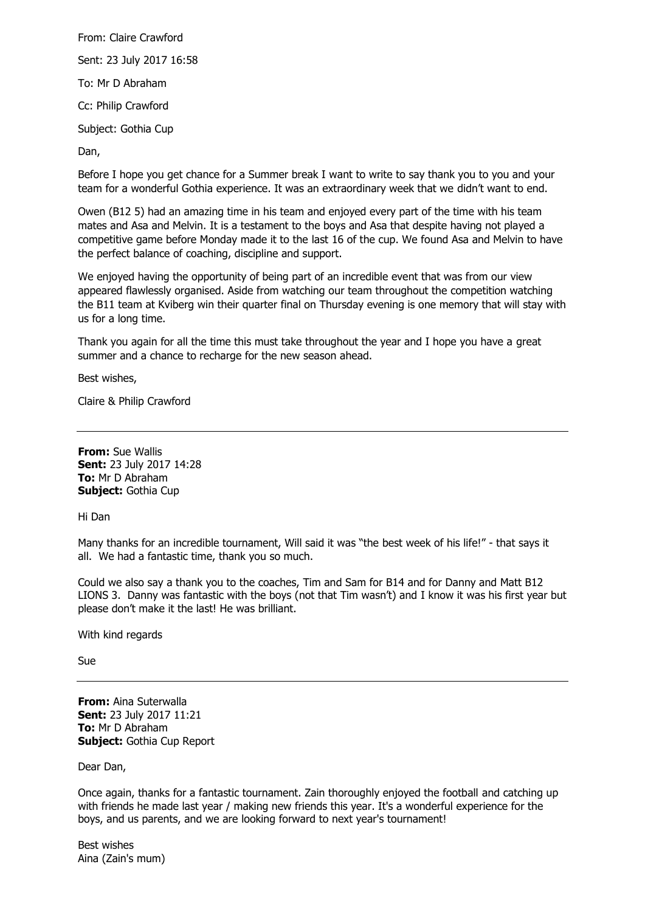From: Claire Crawford

Sent: 23 July 2017 16:58

To: Mr D Abraham

Cc: Philip Crawford

Subject: Gothia Cup

Dan,

Before I hope you get chance for a Summer break I want to write to say thank you to you and your team for a wonderful Gothia experience. It was an extraordinary week that we didn't want to end.

Owen (B12 5) had an amazing time in his team and enjoyed every part of the time with his team mates and Asa and Melvin. It is a testament to the boys and Asa that despite having not played a competitive game before Monday made it to the last 16 of the cup. We found Asa and Melvin to have the perfect balance of coaching, discipline and support.

We enjoyed having the opportunity of being part of an incredible event that was from our view appeared flawlessly organised. Aside from watching our team throughout the competition watching the B11 team at Kviberg win their quarter final on Thursday evening is one memory that will stay with us for a long time.

Thank you again for all the time this must take throughout the year and I hope you have a great summer and a chance to recharge for the new season ahead.

Best wishes,

Claire & Philip Crawford

---

**From:** Sue Wallis
**Sent:** 23 July 2017 14:28
**To:** Mr D Abraham
**Subject:** Gothia Cup

Hi Dan

Many thanks for an incredible tournament, Will said it was "the best week of his life!" - that says it all. We had a fantastic time, thank you so much.

Could we also say a thank you to the coaches, Tim and Sam for B14 and for Danny and Matt B12 LIONS 3. Danny was fantastic with the boys (not that Tim wasn't) and I know it was his first year but please don't make it the last! He was brilliant.

With kind regards

Sue

---

**From:** Aina Suterwalla
**Sent:** 23 July 2017 11:21
**To:** Mr D Abraham
**Subject:** Gothia Cup Report

Dear Dan,

Once again, thanks for a fantastic tournament. Zain thoroughly enjoyed the football and catching up with friends he made last year / making new friends this year. It's a wonderful experience for the boys, and us parents, and we are looking forward to next year's tournament!

Best wishes
Aina (Zain's mum)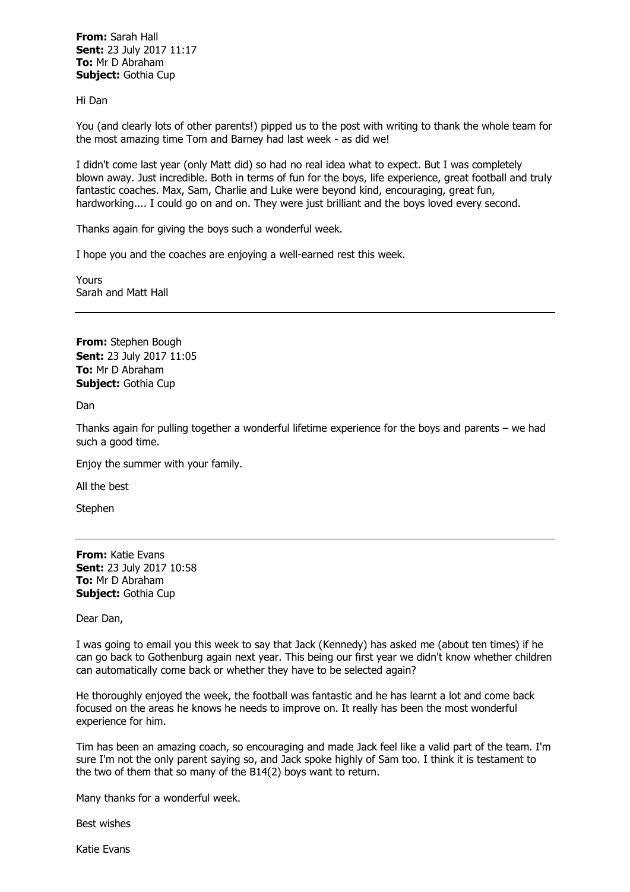**From:** Sarah Hall
**Sent:** 23 July 2017 11:17
**To:** Mr D Abraham
**Subject:** Gothia Cup

Hi Dan

You (and clearly lots of other parents!) pipped us to the post with writing to thank the whole team for the most amazing time Tom and Barney had last week - as did we!

I didn't come last year (only Matt did) so had no real idea what to expect. But I was completely blown away. Just incredible. Both in terms of fun for the boys, life experience, great football and truly fantastic coaches. Max, Sam, Charlie and Luke were beyond kind, encouraging, great fun, hardworking.... I could go on and on. They were just brilliant and the boys loved every second.

Thanks again for giving the boys such a wonderful week.

I hope you and the coaches are enjoying a well-earned rest this week.

Yours
Sarah and Matt Hall

---

**From:** Stephen Bough
**Sent:** 23 July 2017 11:05
**To:** Mr D Abraham
**Subject:** Gothia Cup

Dan

Thanks again for pulling together a wonderful lifetime experience for the boys and parents – we had such a good time.

Enjoy the summer with your family.

All the best

Stephen

---

**From:** Katie Evans
**Sent:** 23 July 2017 10:58
**To:** Mr D Abraham
**Subject:** Gothia Cup

Dear Dan,

I was going to email you this week to say that Jack (Kennedy) has asked me (about ten times) if he can go back to Gothenburg again next year. This being our first year we didn't know whether children can automatically come back or whether they have to be selected again?

He thoroughly enjoyed the week, the football was fantastic and he has learnt a lot and come back focused on the areas he knows he needs to improve on. It really has been the most wonderful experience for him.

Tim has been an amazing coach, so encouraging and made Jack feel like a valid part of the team. I'm sure I'm not the only parent saying so, and Jack spoke highly of Sam too. I think it is testament to the two of them that so many of the B14(2) boys want to return.

Many thanks for a wonderful week.

Best wishes

Katie Evans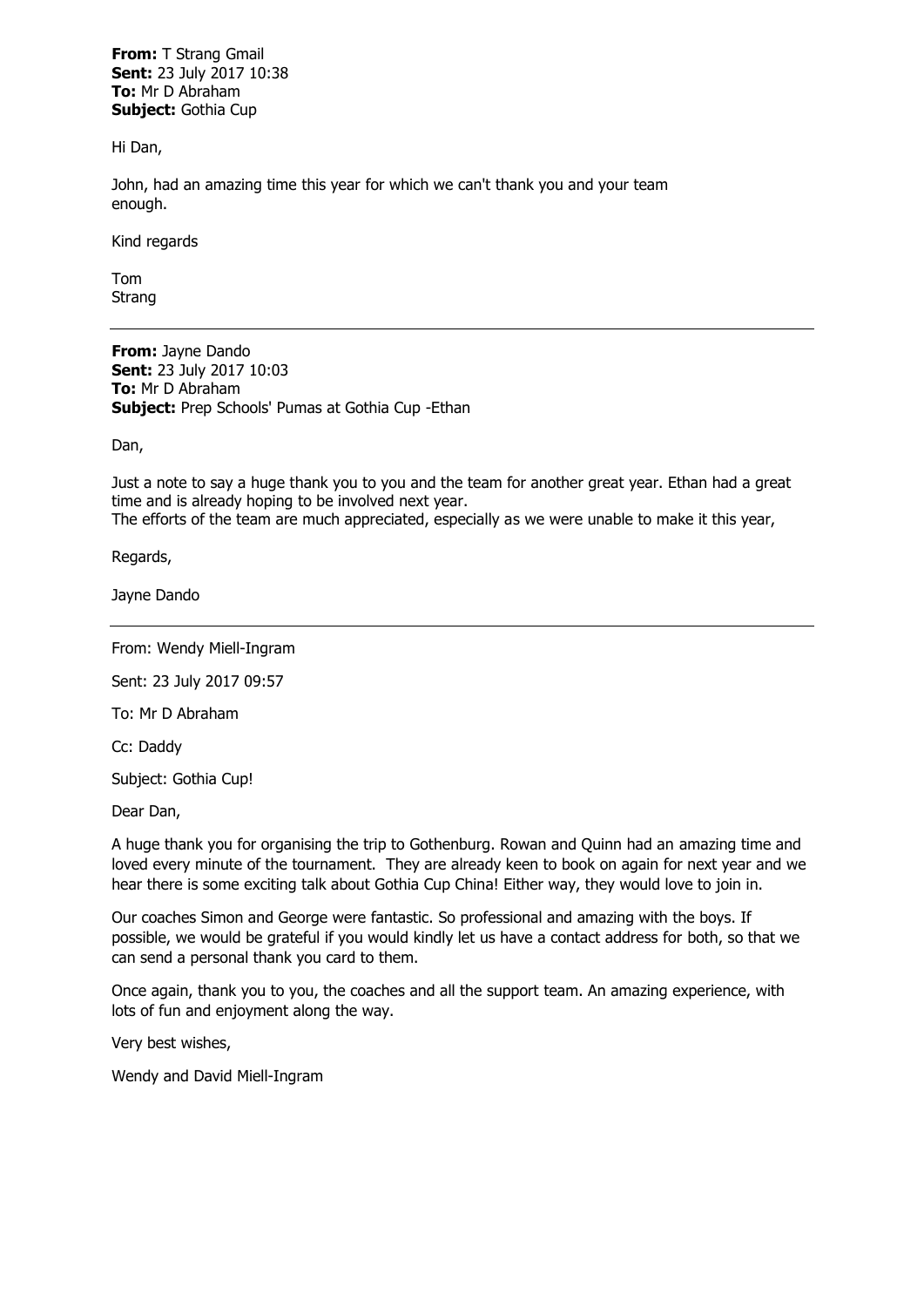**From:** T Strang Gmail
**Sent:** 23 July 2017 10:38
**To:** Mr D Abraham
**Subject:** Gothia Cup

Hi Dan,

John, had an amazing time this year for which we can't thank you and your team enough.

Kind regards

Tom
Strang

---

**From:** Jayne Dando
**Sent:** 23 July 2017 10:03
**To:** Mr D Abraham
**Subject:** Prep Schools' Pumas at Gothia Cup -Ethan

Dan,

Just a note to say a huge thank you to you and the team for another great year. Ethan had a great time and is already hoping to be involved next year.
The efforts of the team are much appreciated, especially as we were unable to make it this year,

Regards,

Jayne Dando

---

From: Wendy Miell-Ingram

Sent: 23 July 2017 09:57

To: Mr D Abraham

Cc: Daddy

Subject: Gothia Cup!

Dear Dan,

A huge thank you for organising the trip to Gothenburg. Rowan and Quinn had an amazing time and loved every minute of the tournament. They are already keen to book on again for next year and we hear there is some exciting talk about Gothia Cup China! Either way, they would love to join in.

Our coaches Simon and George were fantastic. So professional and amazing with the boys. If possible, we would be grateful if you would kindly let us have a contact address for both, so that we can send a personal thank you card to them.

Once again, thank you to you, the coaches and all the support team. An amazing experience, with lots of fun and enjoyment along the way.

Very best wishes,

Wendy and David Miell-Ingram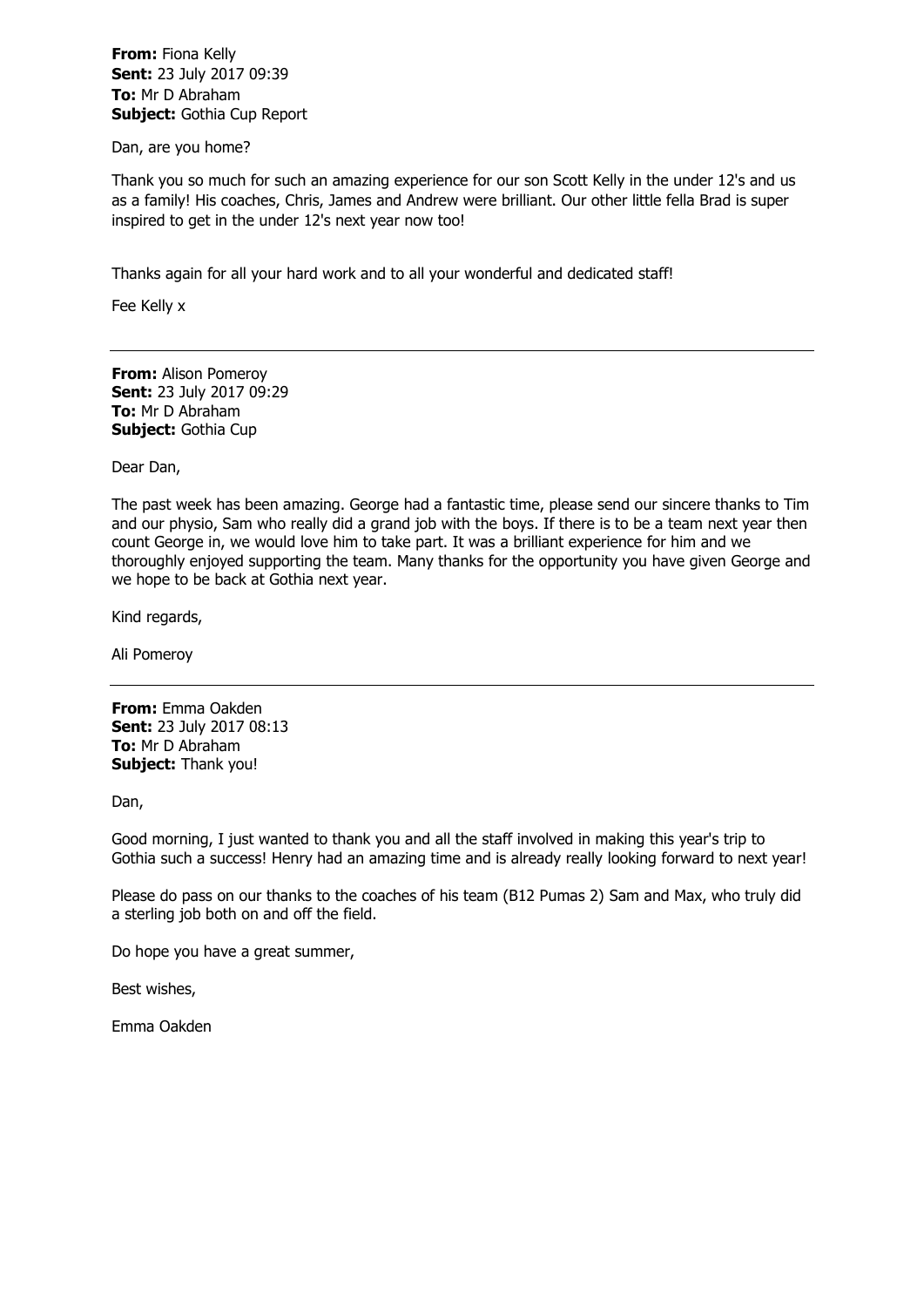**From:** Fiona Kelly
**Sent:** 23 July 2017 09:39
**To:** Mr D Abraham
**Subject:** Gothia Cup Report

Dan, are you home?

Thank you so much for such an amazing experience for our son Scott Kelly in the under 12's and us as a family! His coaches, Chris, James and Andrew were brilliant. Our other little fella Brad is super inspired to get in the under 12's next year now too!

Thanks again for all your hard work and to all your wonderful and dedicated staff!

Fee Kelly x

---

**From:** Alison Pomeroy
**Sent:** 23 July 2017 09:29
**To:** Mr D Abraham
**Subject:** Gothia Cup

Dear Dan,

The past week has been amazing. George had a fantastic time, please send our sincere thanks to Tim and our physio, Sam who really did a grand job with the boys. If there is to be a team next year then count George in, we would love him to take part. It was a brilliant experience for him and we thoroughly enjoyed supporting the team. Many thanks for the opportunity you have given George and we hope to be back at Gothia next year.

Kind regards,

Ali Pomeroy

---

**From:** Emma Oakden
**Sent:** 23 July 2017 08:13
**To:** Mr D Abraham
**Subject:** Thank you!

Dan,

Good morning, I just wanted to thank you and all the staff involved in making this year's trip to Gothia such a success! Henry had an amazing time and is already really looking forward to next year!

Please do pass on our thanks to the coaches of his team (B12 Pumas 2) Sam and Max, who truly did a sterling job both on and off the field.

Do hope you have a great summer,

Best wishes,

Emma Oakden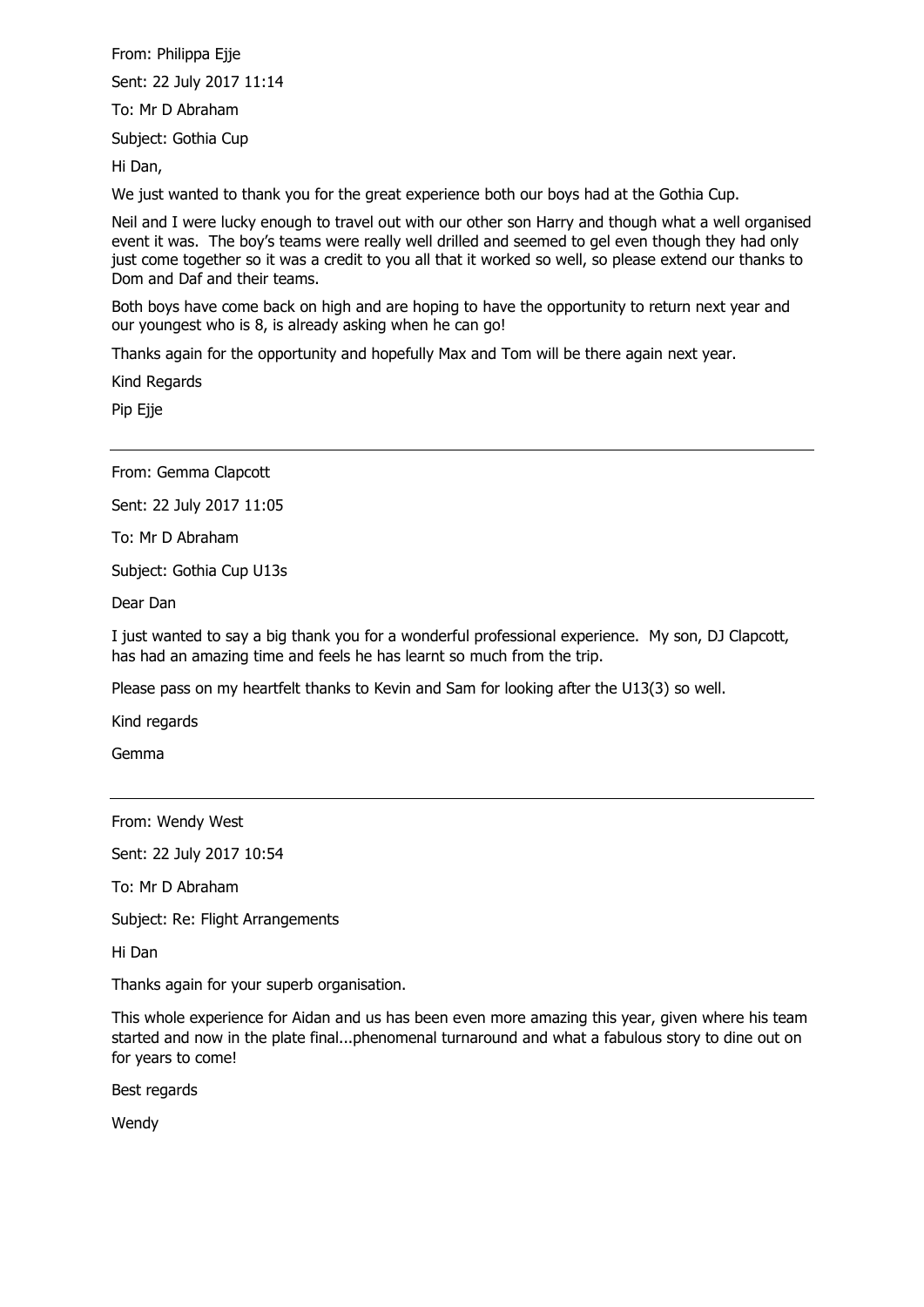From: Philippa Ejje

Sent: 22 July 2017 11:14

To: Mr D Abraham

Subject: Gothia Cup

Hi Dan,

We just wanted to thank you for the great experience both our boys had at the Gothia Cup.

Neil and I were lucky enough to travel out with our other son Harry and though what a well organised event it was. The boy's teams were really well drilled and seemed to gel even though they had only just come together so it was a credit to you all that it worked so well, so please extend our thanks to Dom and Daf and their teams.

Both boys have come back on high and are hoping to have the opportunity to return next year and our youngest who is 8, is already asking when he can go!

Thanks again for the opportunity and hopefully Max and Tom will be there again next year.

Kind Regards

Pip Ejje

---

From: Gemma Clapcott

Sent: 22 July 2017 11:05

To: Mr D Abraham

Subject: Gothia Cup U13s

Dear Dan

I just wanted to say a big thank you for a wonderful professional experience. My son, DJ Clapcott, has had an amazing time and feels he has learnt so much from the trip.

Please pass on my heartfelt thanks to Kevin and Sam for looking after the U13(3) so well.

Kind regards

Gemma

---

From: Wendy West

Sent: 22 July 2017 10:54

To: Mr D Abraham

Subject: Re: Flight Arrangements

Hi Dan

Thanks again for your superb organisation.

This whole experience for Aidan and us has been even more amazing this year, given where his team started and now in the plate final...phenomenal turnaround and what a fabulous story to dine out on for years to come!

Best regards

Wendy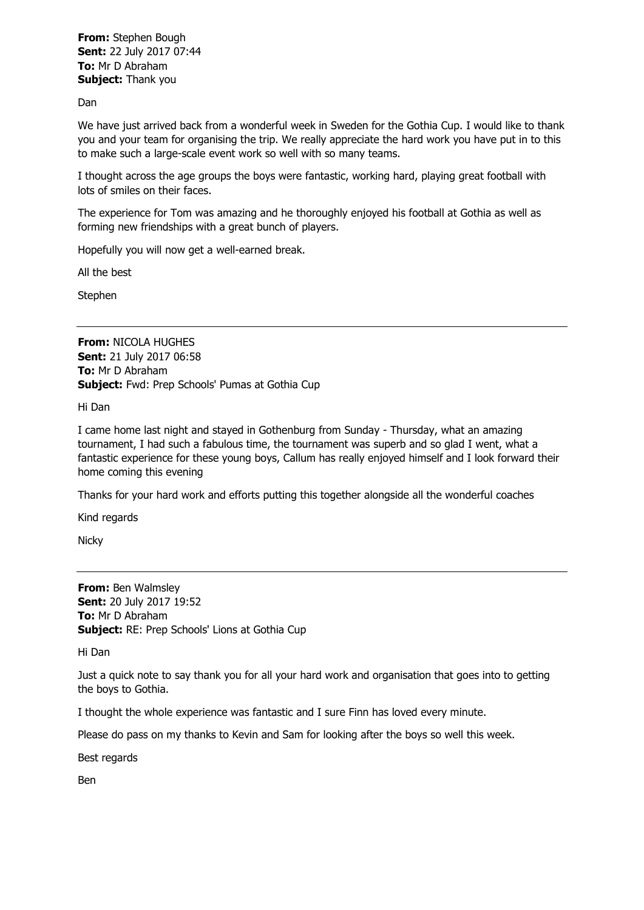**From:** Stephen Bough
**Sent:** 22 July 2017 07:44
**To:** Mr D Abraham
**Subject:** Thank you

Dan

We have just arrived back from a wonderful week in Sweden for the Gothia Cup. I would like to thank you and your team for organising the trip. We really appreciate the hard work you have put in to this to make such a large-scale event work so well with so many teams.

I thought across the age groups the boys were fantastic, working hard, playing great football with lots of smiles on their faces.

The experience for Tom was amazing and he thoroughly enjoyed his football at Gothia as well as forming new friendships with a great bunch of players.

Hopefully you will now get a well-earned break.

All the best

Stephen

---

**From:** NICOLA HUGHES
**Sent:** 21 July 2017 06:58
**To:** Mr D Abraham
**Subject:** Fwd: Prep Schools' Pumas at Gothia Cup

Hi Dan

I came home last night and stayed in Gothenburg from Sunday - Thursday, what an amazing tournament, I had such a fabulous time, the tournament was superb and so glad I went, what a fantastic experience for these young boys, Callum has really enjoyed himself and I look forward their home coming this evening

Thanks for your hard work and efforts putting this together alongside all the wonderful coaches

Kind regards

Nicky

---

**From:** Ben Walmsley
**Sent:** 20 July 2017 19:52
**To:** Mr D Abraham
**Subject:** RE: Prep Schools' Lions at Gothia Cup

Hi Dan

Just a quick note to say thank you for all your hard work and organisation that goes into to getting the boys to Gothia.

I thought the whole experience was fantastic and I sure Finn has loved every minute.

Please do pass on my thanks to Kevin and Sam for looking after the boys so well this week.

Best regards

Ben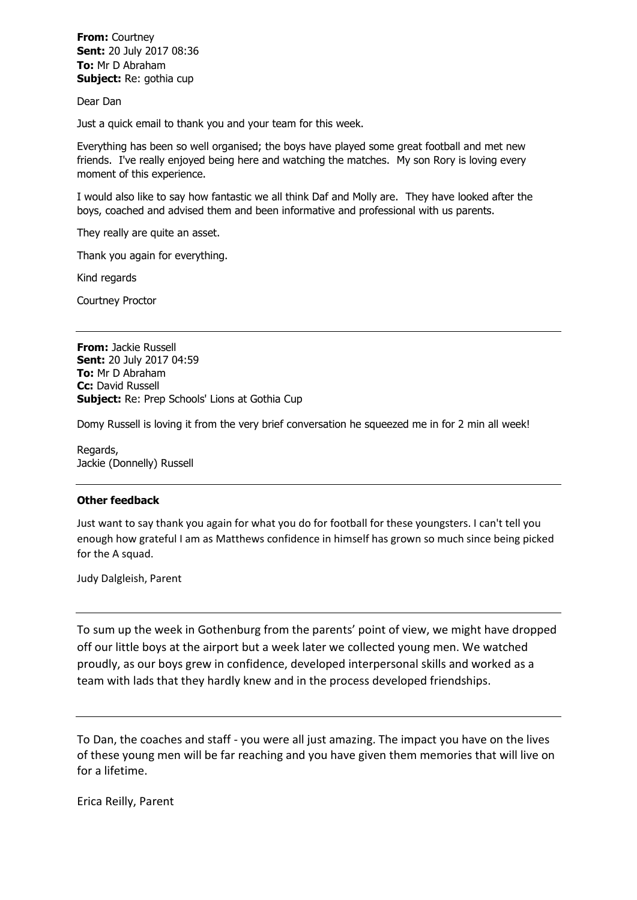**From:** Courtney
**Sent:** 20 July 2017 08:36
**To:** Mr D Abraham
**Subject:** Re: gothia cup

Dear Dan

Just a quick email to thank you and your team for this week.

Everything has been so well organised; the boys have played some great football and met new friends. I've really enjoyed being here and watching the matches. My son Rory is loving every moment of this experience.

I would also like to say how fantastic we all think Daf and Molly are. They have looked after the boys, coached and advised them and been informative and professional with us parents.

They really are quite an asset.

Thank you again for everything.

Kind regards

Courtney Proctor

---

**From:** Jackie Russell
**Sent:** 20 July 2017 04:59
**To:** Mr D Abraham
**Cc:** David Russell
**Subject:** Re: Prep Schools' Lions at Gothia Cup

Domy Russell is loving it from the very brief conversation he squeezed me in for 2 min all week!

Regards,
Jackie (Donnelly) Russell

---

**Other feedback**

Just want to say thank you again for what you do for football for these youngsters. I can't tell you enough how grateful I am as Matthews confidence in himself has grown so much since being picked for the A squad.

Judy Dalgleish, Parent

---

To sum up the week in Gothenburg from the parents' point of view, we might have dropped off our little boys at the airport but a week later we collected young men. We watched proudly, as our boys grew in confidence, developed interpersonal skills and worked as a team with lads that they hardly knew and in the process developed friendships.

---

To Dan, the coaches and staff - you were all just amazing. The impact you have on the lives of these young men will be far reaching and you have given them memories that will live on for a lifetime.

Erica Reilly, Parent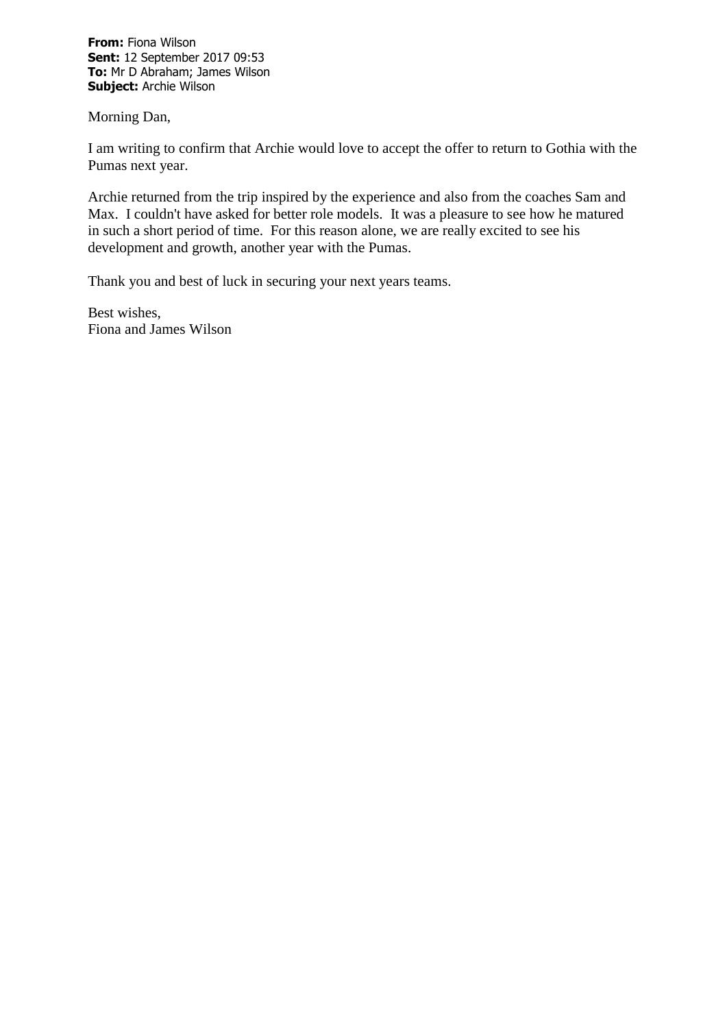**From:** Fiona Wilson
**Sent:** 12 September 2017 09:53
**To:** Mr D Abraham; James Wilson
**Subject:** Archie Wilson

Morning Dan,

I am writing to confirm that Archie would love to accept the offer to return to Gothia with the Pumas next year.

Archie returned from the trip inspired by the experience and also from the coaches Sam and Max. I couldn't have asked for better role models. It was a pleasure to see how he matured in such a short period of time. For this reason alone, we are really excited to see his development and growth, another year with the Pumas.

Thank you and best of luck in securing your next years teams.

Best wishes,
Fiona and James Wilson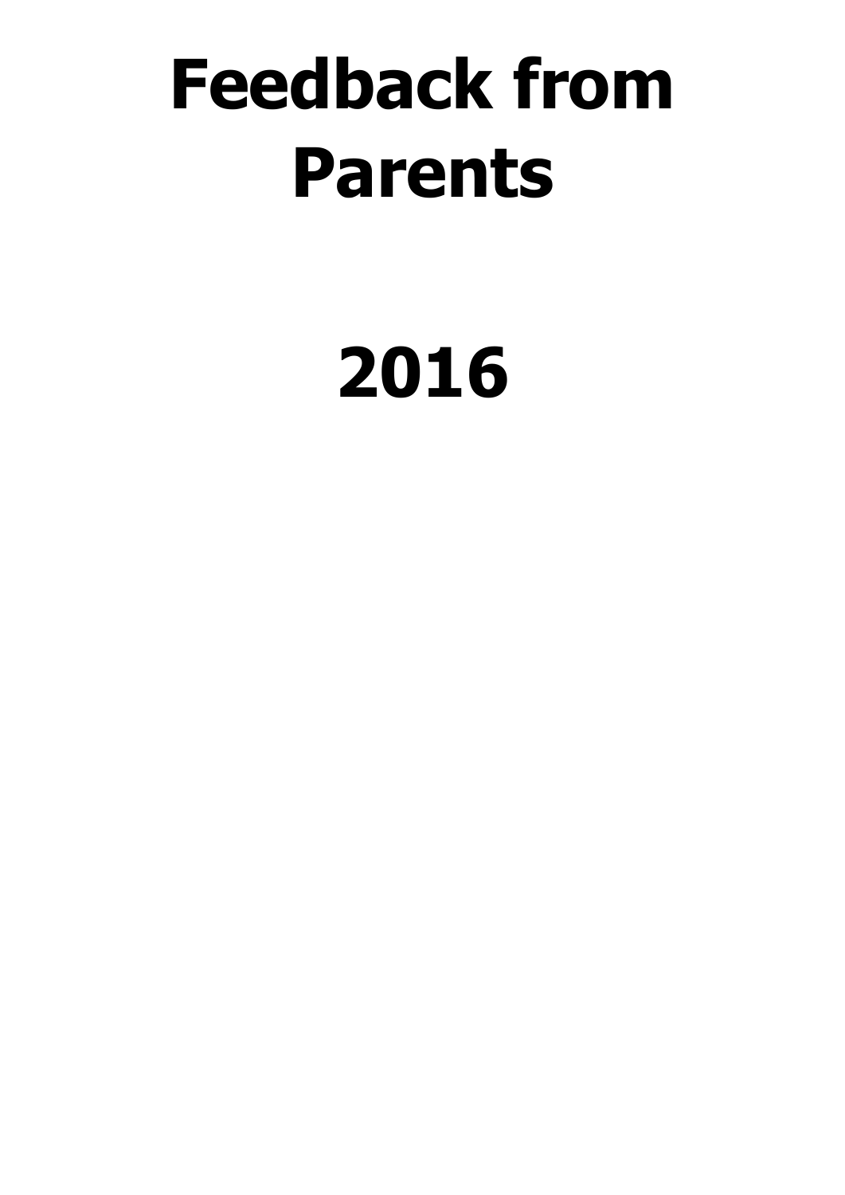# Feedback from Parents

# 2016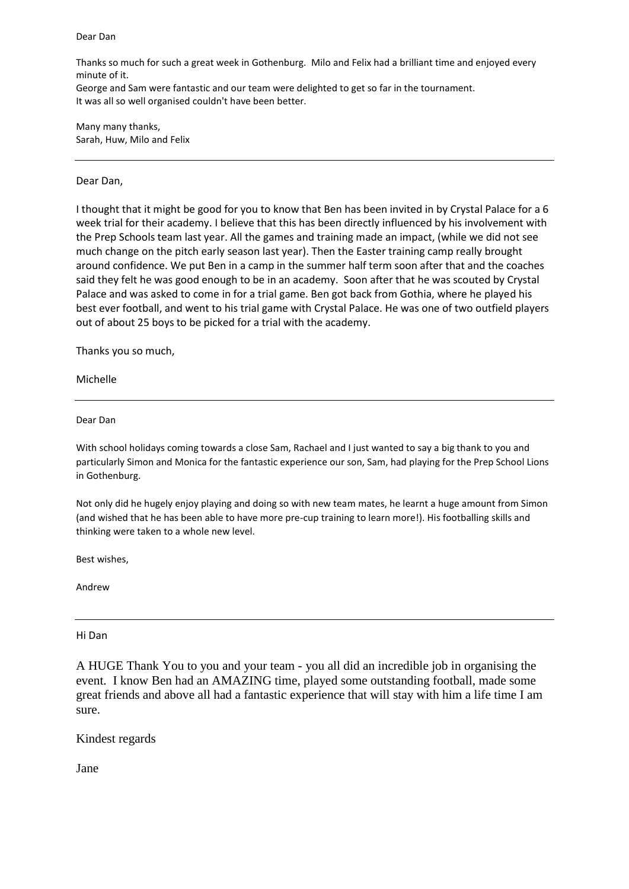Dear Dan

Thanks so much for such a great week in Gothenburg. Milo and Felix had a brilliant time and enjoyed every minute of it.
George and Sam were fantastic and our team were delighted to get so far in the tournament.
It was all so well organised couldn't have been better.

Many many thanks,
Sarah, Huw, Milo and Felix

---

Dear Dan,

I thought that it might be good for you to know that Ben has been invited in by Crystal Palace for a 6 week trial for their academy. I believe that this has been directly influenced by his involvement with the Prep Schools team last year. All the games and training made an impact, (while we did not see much change on the pitch early season last year). Then the Easter training camp really brought around confidence. We put Ben in a camp in the summer half term soon after that and the coaches said they felt he was good enough to be in an academy. Soon after that he was scouted by Crystal Palace and was asked to come in for a trial game. Ben got back from Gothia, where he played his best ever football, and went to his trial game with Crystal Palace. He was one of two outfield players out of about 25 boys to be picked for a trial with the academy.

Thanks you so much,

Michelle

---

Dear Dan

With school holidays coming towards a close Sam, Rachael and I just wanted to say a big thank to you and particularly Simon and Monica for the fantastic experience our son, Sam, had playing for the Prep School Lions in Gothenburg.

Not only did he hugely enjoy playing and doing so with new team mates, he learnt a huge amount from Simon (and wished that he has been able to have more pre-cup training to learn more!). His footballing skills and thinking were taken to a whole new level.

Best wishes,

Andrew

---

Hi Dan

A HUGE Thank You to you and your team - you all did an incredible job in organising the event. I know Ben had an AMAZING time, played some outstanding football, made some great friends and above all had a fantastic experience that will stay with him a life time I am sure.

Kindest regards

Jane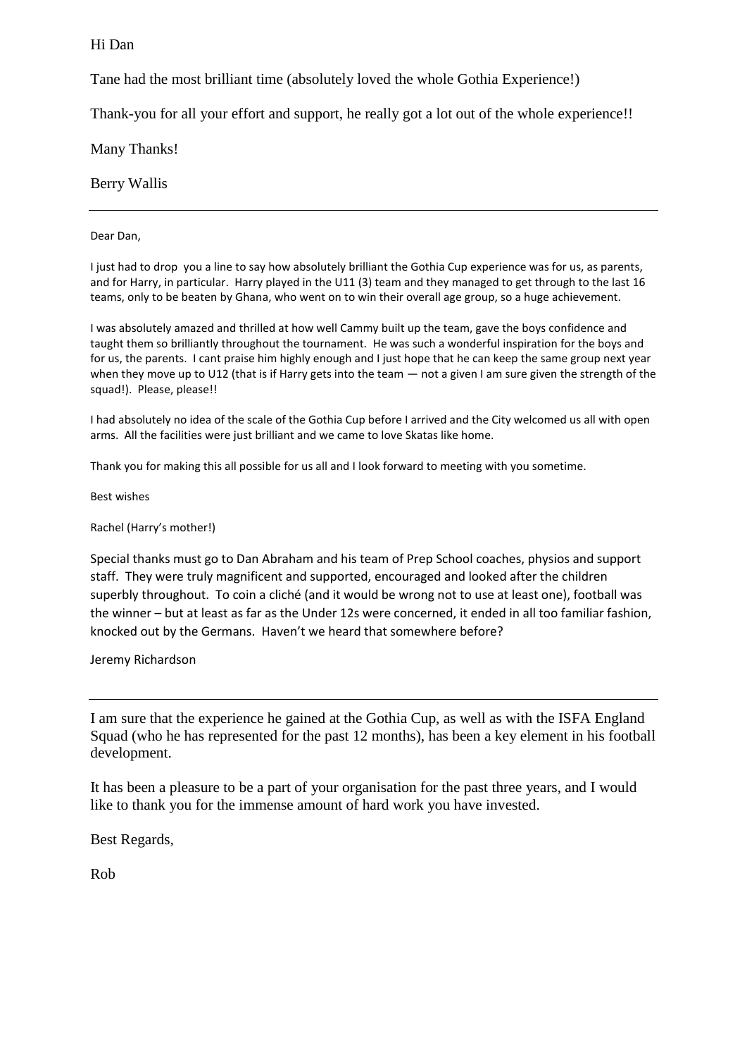Hi Dan

Tane had the most brilliant time (absolutely loved the whole Gothia Experience!)

Thank-you for all your effort and support, he really got a lot out of the whole experience!!

Many Thanks!

Berry Wallis

---

Dear Dan,

I just had to drop you a line to say how absolutely brilliant the Gothia Cup experience was for us, as parents, and for Harry, in particular. Harry played in the U11 (3) team and they managed to get through to the last 16 teams, only to be beaten by Ghana, who went on to win their overall age group, so a huge achievement.

I was absolutely amazed and thrilled at how well Cammy built up the team, gave the boys confidence and taught them so brilliantly throughout the tournament. He was such a wonderful inspiration for the boys and for us, the parents. I cant praise him highly enough and I just hope that he can keep the same group next year when they move up to U12 (that is if Harry gets into the team — not a given I am sure given the strength of the squad!). Please, please!!

I had absolutely no idea of the scale of the Gothia Cup before I arrived and the City welcomed us all with open arms. All the facilities were just brilliant and we came to love Skatas like home.

Thank you for making this all possible for us all and I look forward to meeting with you sometime.

Best wishes

Rachel (Harry's mother!)

Special thanks must go to Dan Abraham and his team of Prep School coaches, physios and support staff. They were truly magnificent and supported, encouraged and looked after the children superbly throughout. To coin a cliché (and it would be wrong not to use at least one), football was the winner – but at least as far as the Under 12s were concerned, it ended in all too familiar fashion, knocked out by the Germans. Haven't we heard that somewhere before?

Jeremy Richardson

---

I am sure that the experience he gained at the Gothia Cup, as well as with the ISFA England Squad (who he has represented for the past 12 months), has been a key element in his football development.

It has been a pleasure to be a part of your organisation for the past three years, and I would like to thank you for the immense amount of hard work you have invested.

Best Regards,

Rob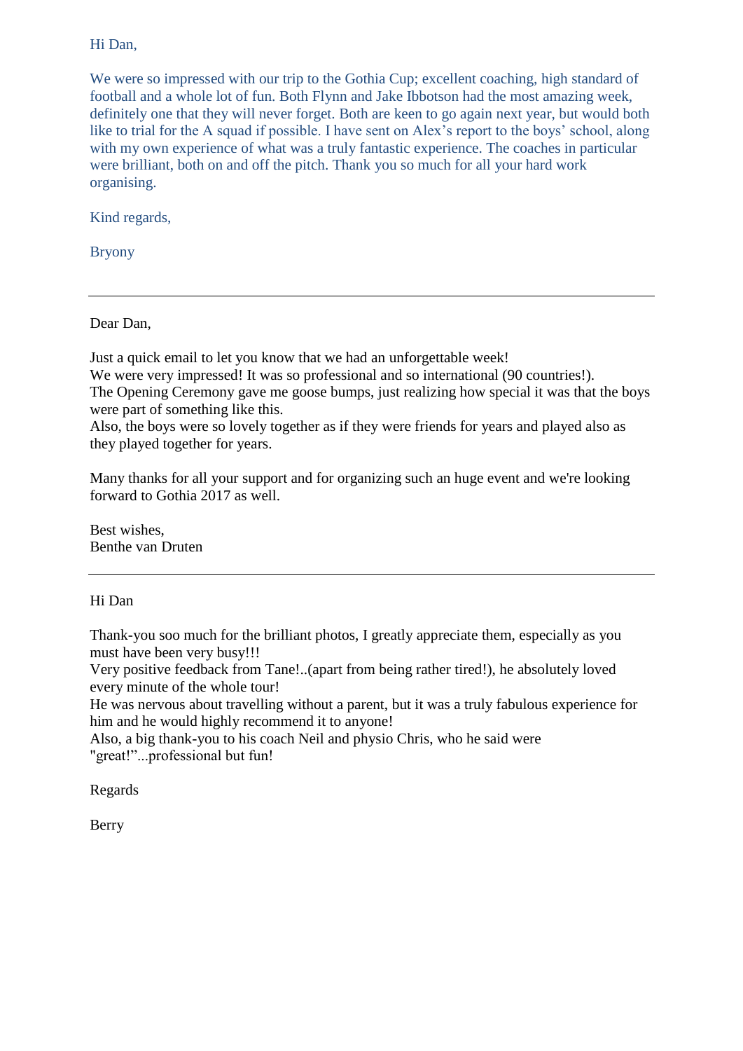Hi Dan,

We were so impressed with our trip to the Gothia Cup; excellent coaching, high standard of football and a whole lot of fun. Both Flynn and Jake Ibbotson had the most amazing week, definitely one that they will never forget. Both are keen to go again next year, but would both like to trial for the A squad if possible. I have sent on Alex's report to the boys' school, along with my own experience of what was a truly fantastic experience. The coaches in particular were brilliant, both on and off the pitch. Thank you so much for all your hard work organising.

Kind regards,

Bryony

---

Dear Dan,

Just a quick email to let you know that we had an unforgettable week!
We were very impressed! It was so professional and so international (90 countries!).
The Opening Ceremony gave me goose bumps, just realizing how special it was that the boys were part of something like this.
Also, the boys were so lovely together as if they were friends for years and played also as they played together for years.

Many thanks for all your support and for organizing such an huge event and we're looking forward to Gothia 2017 as well.

Best wishes,
Benthe van Druten

---

Hi Dan

Thank-you soo much for the brilliant photos, I greatly appreciate them, especially as you must have been very busy!!!
Very positive feedback from Tane!..(apart from being rather tired!), he absolutely loved every minute of the whole tour!
He was nervous about travelling without a parent, but it was a truly fabulous experience for him and he would highly recommend it to anyone!
Also, a big thank-you to his coach Neil and physio Chris, who he said were "great!"...professional but fun!

Regards

Berry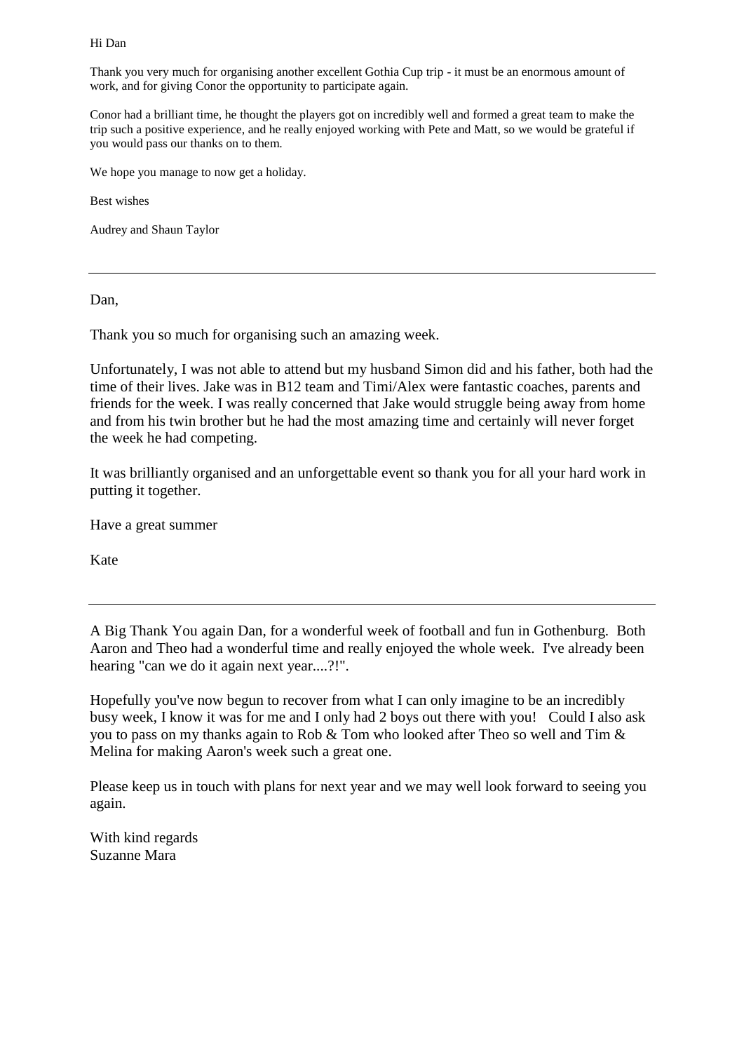Hi Dan

Thank you very much for organising another excellent Gothia Cup trip - it must be an enormous amount of work, and for giving Conor the opportunity to participate again.

Conor had a brilliant time, he thought the players got on incredibly well and formed a great team to make the trip such a positive experience, and he really enjoyed working with Pete and Matt, so we would be grateful if you would pass our thanks on to them.

We hope you manage to now get a holiday.

Best wishes

Audrey and Shaun Taylor

---

Dan,

Thank you so much for organising such an amazing week.

Unfortunately, I was not able to attend but my husband Simon did and his father, both had the time of their lives. Jake was in B12 team and Timi/Alex were fantastic coaches, parents and friends for the week. I was really concerned that Jake would struggle being away from home and from his twin brother but he had the most amazing time and certainly will never forget the week he had competing.

It was brilliantly organised and an unforgettable event so thank you for all your hard work in putting it together.

Have a great summer

Kate

---

A Big Thank You again Dan, for a wonderful week of football and fun in Gothenburg. Both Aaron and Theo had a wonderful time and really enjoyed the whole week. I've already been hearing "can we do it again next year....?!".

Hopefully you've now begun to recover from what I can only imagine to be an incredibly busy week, I know it was for me and I only had 2 boys out there with you! Could I also ask you to pass on my thanks again to Rob & Tom who looked after Theo so well and Tim & Melina for making Aaron's week such a great one.

Please keep us in touch with plans for next year and we may well look forward to seeing you again.

With kind regards
Suzanne Mara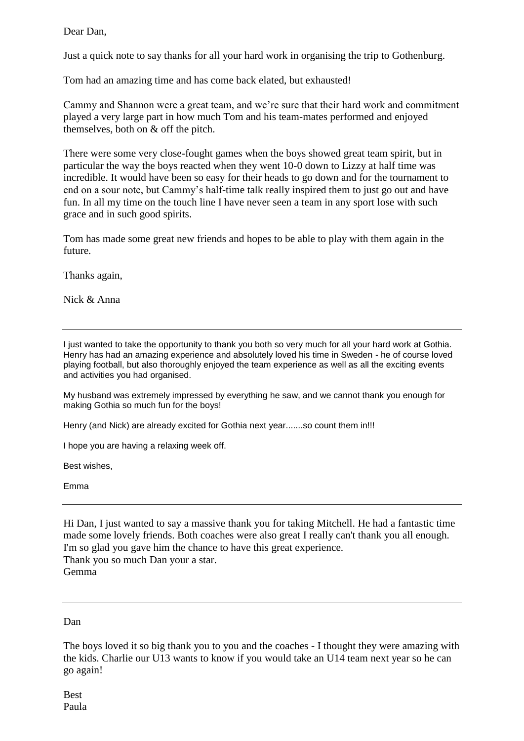Dear Dan,

Just a quick note to say thanks for all your hard work in organising the trip to Gothenburg.

Tom had an amazing time and has come back elated, but exhausted!

Cammy and Shannon were a great team, and we're sure that their hard work and commitment played a very large part in how much Tom and his team-mates performed and enjoyed themselves, both on & off the pitch.

There were some very close-fought games when the boys showed great team spirit, but in particular the way the boys reacted when they went 10-0 down to Lizzy at half time was incredible. It would have been so easy for their heads to go down and for the tournament to end on a sour note, but Cammy's half-time talk really inspired them to just go out and have fun. In all my time on the touch line I have never seen a team in any sport lose with such grace and in such good spirits.

Tom has made some great new friends and hopes to be able to play with them again in the future.

Thanks again,

Nick & Anna

---

I just wanted to take the opportunity to thank you both so very much for all your hard work at Gothia. Henry has had an amazing experience and absolutely loved his time in Sweden - he of course loved playing football, but also thoroughly enjoyed the team experience as well as all the exciting events and activities you had organised.

My husband was extremely impressed by everything he saw, and we cannot thank you enough for making Gothia so much fun for the boys!

Henry (and Nick) are already excited for Gothia next year.......so count them in!!!

I hope you are having a relaxing week off.

Best wishes,

Emma

---

Hi Dan, I just wanted to say a massive thank you for taking Mitchell. He had a fantastic time made some lovely friends. Both coaches were also great I really can't thank you all enough. I'm so glad you gave him the chance to have this great experience.
Thank you so much Dan your a star.
Gemma

---

Dan

The boys loved it so big thank you to you and the coaches - I thought they were amazing with the kids. Charlie our U13 wants to know if you would take an U14 team next year so he can go again!

Best
Paula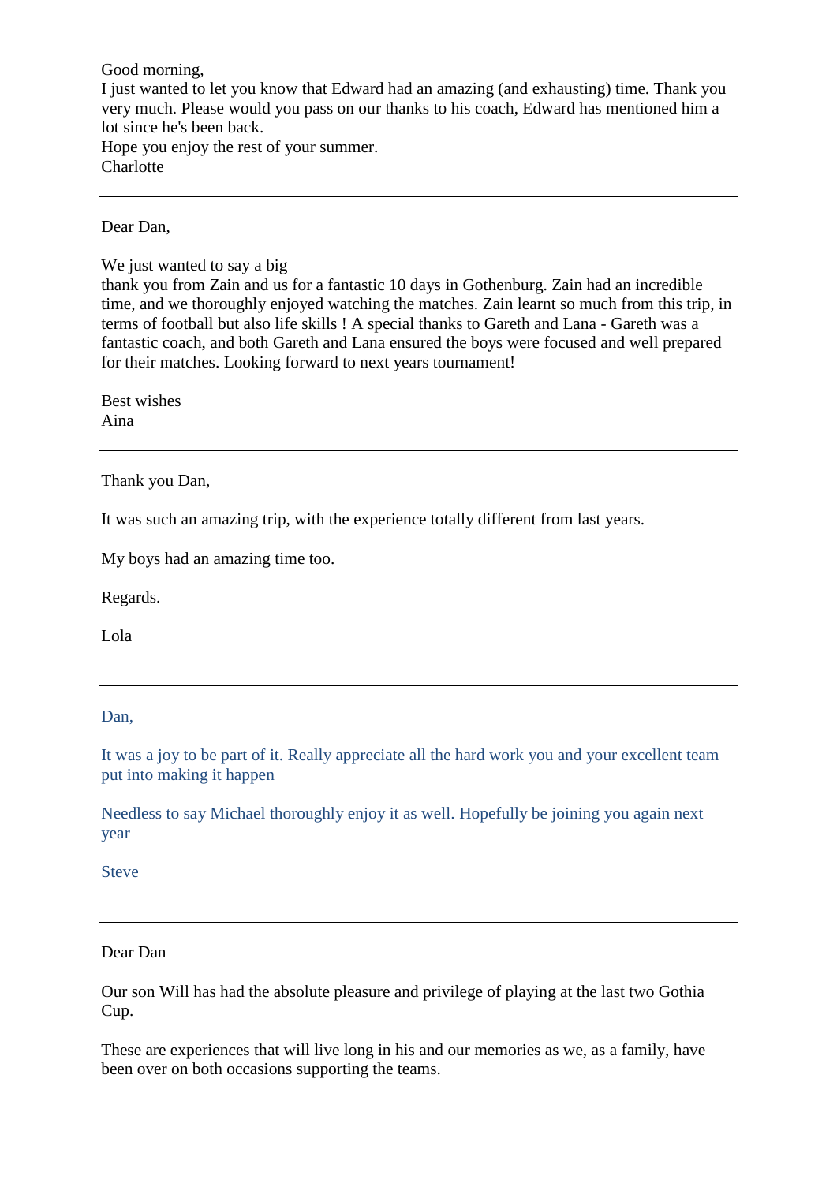Good morning,
I just wanted to let you know that Edward had an amazing (and exhausting) time. Thank you very much. Please would you pass on our thanks to his coach, Edward has mentioned him a lot since he's been back.
Hope you enjoy the rest of your summer.
Charlotte

---

Dear Dan,

We just wanted to say a big
thank you from Zain and us for a fantastic 10 days in Gothenburg. Zain had an incredible time, and we thoroughly enjoyed watching the matches. Zain learnt so much from this trip, in terms of football but also life skills ! A special thanks to Gareth and Lana - Gareth was a fantastic coach, and both Gareth and Lana ensured the boys were focused and well prepared for their matches. Looking forward to next years tournament!

Best wishes
Aina

---

Thank you Dan,

It was such an amazing trip, with the experience totally different from last years.

My boys had an amazing time too.

Regards.

Lola

---

Dan,

It was a joy to be part of it. Really appreciate all the hard work you and your excellent team put into making it happen

Needless to say Michael thoroughly enjoy it as well. Hopefully be joining you again next year

Steve

---

Dear Dan

Our son Will has had the absolute pleasure and privilege of playing at the last two Gothia Cup.

These are experiences that will live long in his and our memories as we, as a family, have been over on both occasions supporting the teams.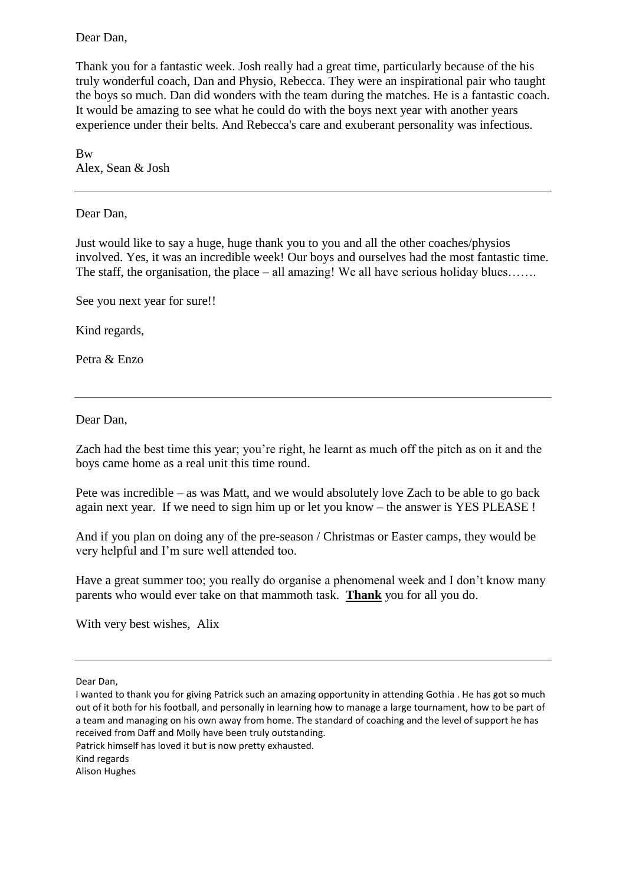Dear Dan,

Thank you for a fantastic week. Josh really had a great time, particularly because of the his truly wonderful coach, Dan and Physio, Rebecca. They were an inspirational pair who taught the boys so much. Dan did wonders with the team during the matches. He is a fantastic coach. It would be amazing to see what he could do with the boys next year with another years experience under their belts. And Rebecca's care and exuberant personality was infectious.

Bw
Alex, Sean & Josh

---

Dear Dan,

Just would like to say a huge, huge thank you to you and all the other coaches/physios involved. Yes, it was an incredible week! Our boys and ourselves had the most fantastic time. The staff, the organisation, the place – all amazing! We all have serious holiday blues…….

See you next year for sure!!

Kind regards,

Petra & Enzo

---

Dear Dan,

Zach had the best time this year; you're right, he learnt as much off the pitch as on it and the boys came home as a real unit this time round.

Pete was incredible – as was Matt, and we would absolutely love Zach to be able to go back again next year. If we need to sign him up or let you know – the answer is YES PLEASE !

And if you plan on doing any of the pre-season / Christmas or Easter camps, they would be very helpful and I'm sure well attended too.

Have a great summer too; you really do organise a phenomenal week and I don't know many parents who would ever take on that mammoth task. **Thank** you for all you do.

With very best wishes, Alix

---

Dear Dan,

I wanted to thank you for giving Patrick such an amazing opportunity in attending Gothia . He has got so much out of it both for his football, and personally in learning how to manage a large tournament, how to be part of a team and managing on his own away from home. The standard of coaching and the level of support he has received from Daff and Molly have been truly outstanding.

Patrick himself has loved it but is now pretty exhausted.

Kind regards
Alison Hughes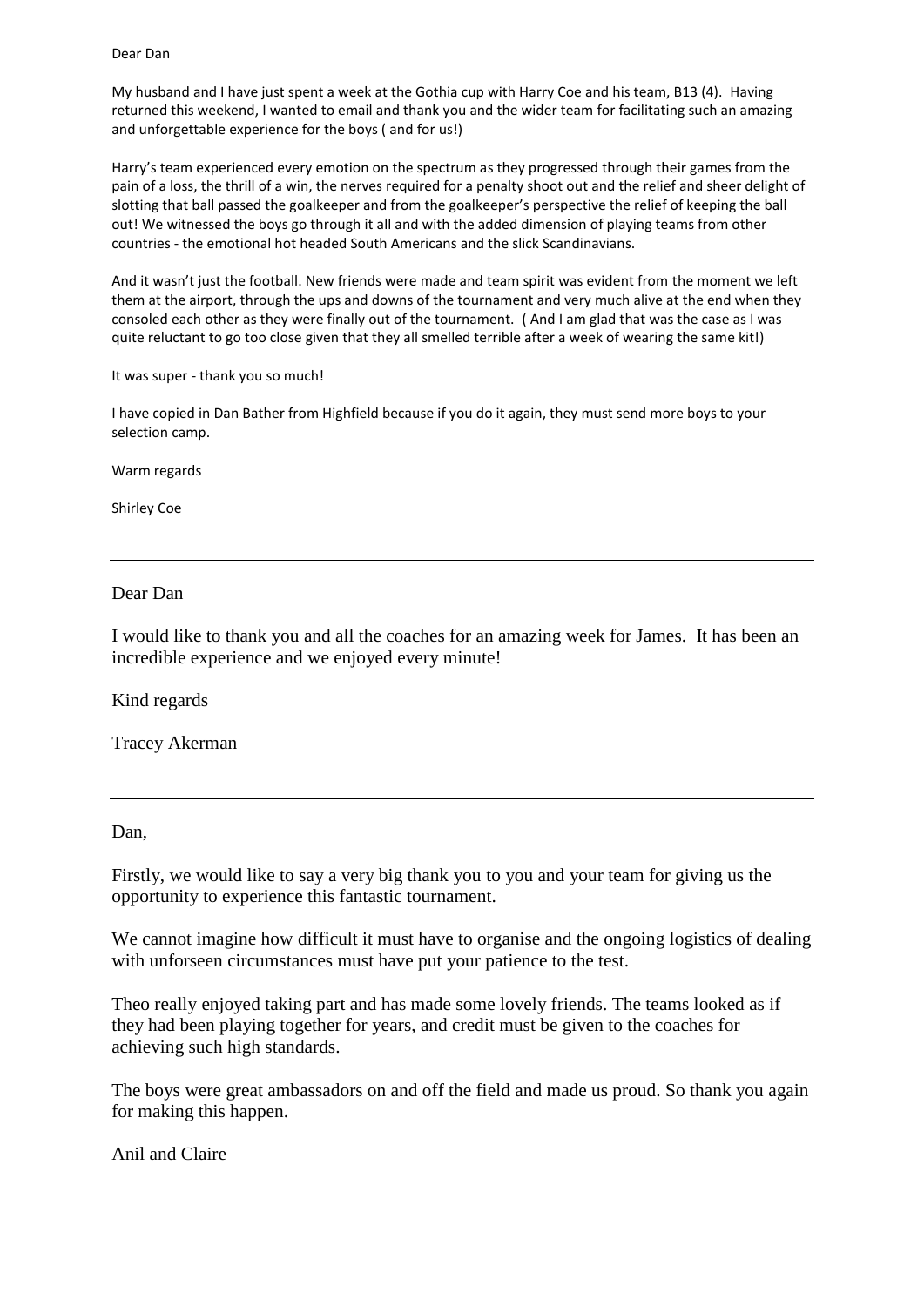Dear Dan

My husband and I have just spent a week at the Gothia cup with Harry Coe and his team, B13 (4). Having returned this weekend, I wanted to email and thank you and the wider team for facilitating such an amazing and unforgettable experience for the boys ( and for us!)

Harry's team experienced every emotion on the spectrum as they progressed through their games from the pain of a loss, the thrill of a win, the nerves required for a penalty shoot out and the relief and sheer delight of slotting that ball passed the goalkeeper and from the goalkeeper's perspective the relief of keeping the ball out! We witnessed the boys go through it all and with the added dimension of playing teams from other countries - the emotional hot headed South Americans and the slick Scandinavians.

And it wasn't just the football. New friends were made and team spirit was evident from the moment we left them at the airport, through the ups and downs of the tournament and very much alive at the end when they consoled each other as they were finally out of the tournament. ( And I am glad that was the case as I was quite reluctant to go too close given that they all smelled terrible after a week of wearing the same kit!)

It was super - thank you so much!

I have copied in Dan Bather from Highfield because if you do it again, they must send more boys to your selection camp.

Warm regards

Shirley Coe

---

Dear Dan

I would like to thank you and all the coaches for an amazing week for James. It has been an incredible experience and we enjoyed every minute!

Kind regards

Tracey Akerman

---

Dan,

Firstly, we would like to say a very big thank you to you and your team for giving us the opportunity to experience this fantastic tournament.

We cannot imagine how difficult it must have to organise and the ongoing logistics of dealing with unforseen circumstances must have put your patience to the test.

Theo really enjoyed taking part and has made some lovely friends. The teams looked as if they had been playing together for years, and credit must be given to the coaches for achieving such high standards.

The boys were great ambassadors on and off the field and made us proud. So thank you again for making this happen.

Anil and Claire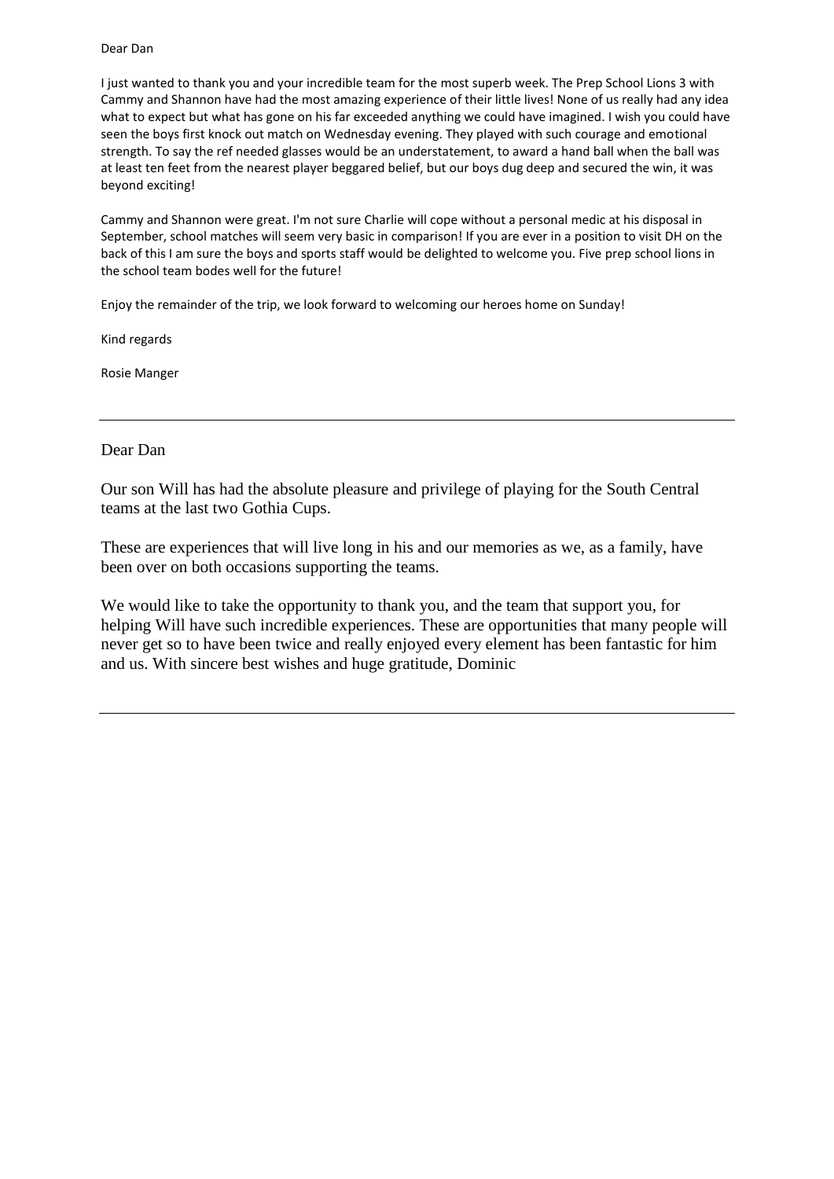Dear Dan

I just wanted to thank you and your incredible team for the most superb week. The Prep School Lions 3 with Cammy and Shannon have had the most amazing experience of their little lives! None of us really had any idea what to expect but what has gone on his far exceeded anything we could have imagined. I wish you could have seen the boys first knock out match on Wednesday evening. They played with such courage and emotional strength. To say the ref needed glasses would be an understatement, to award a hand ball when the ball was at least ten feet from the nearest player beggared belief, but our boys dug deep and secured the win, it was beyond exciting!

Cammy and Shannon were great. I'm not sure Charlie will cope without a personal medic at his disposal in September, school matches will seem very basic in comparison! If you are ever in a position to visit DH on the back of this I am sure the boys and sports staff would be delighted to welcome you. Five prep school lions in the school team bodes well for the future!

Enjoy the remainder of the trip, we look forward to welcoming our heroes home on Sunday!

Kind regards

Rosie Manger

---

Dear Dan

Our son Will has had the absolute pleasure and privilege of playing for the South Central teams at the last two Gothia Cups.

These are experiences that will live long in his and our memories as we, as a family, have been over on both occasions supporting the teams.

We would like to take the opportunity to thank you, and the team that support you, for helping Will have such incredible experiences. These are opportunities that many people will never get so to have been twice and really enjoyed every element has been fantastic for him and us. With sincere best wishes and huge gratitude, Dominic

---